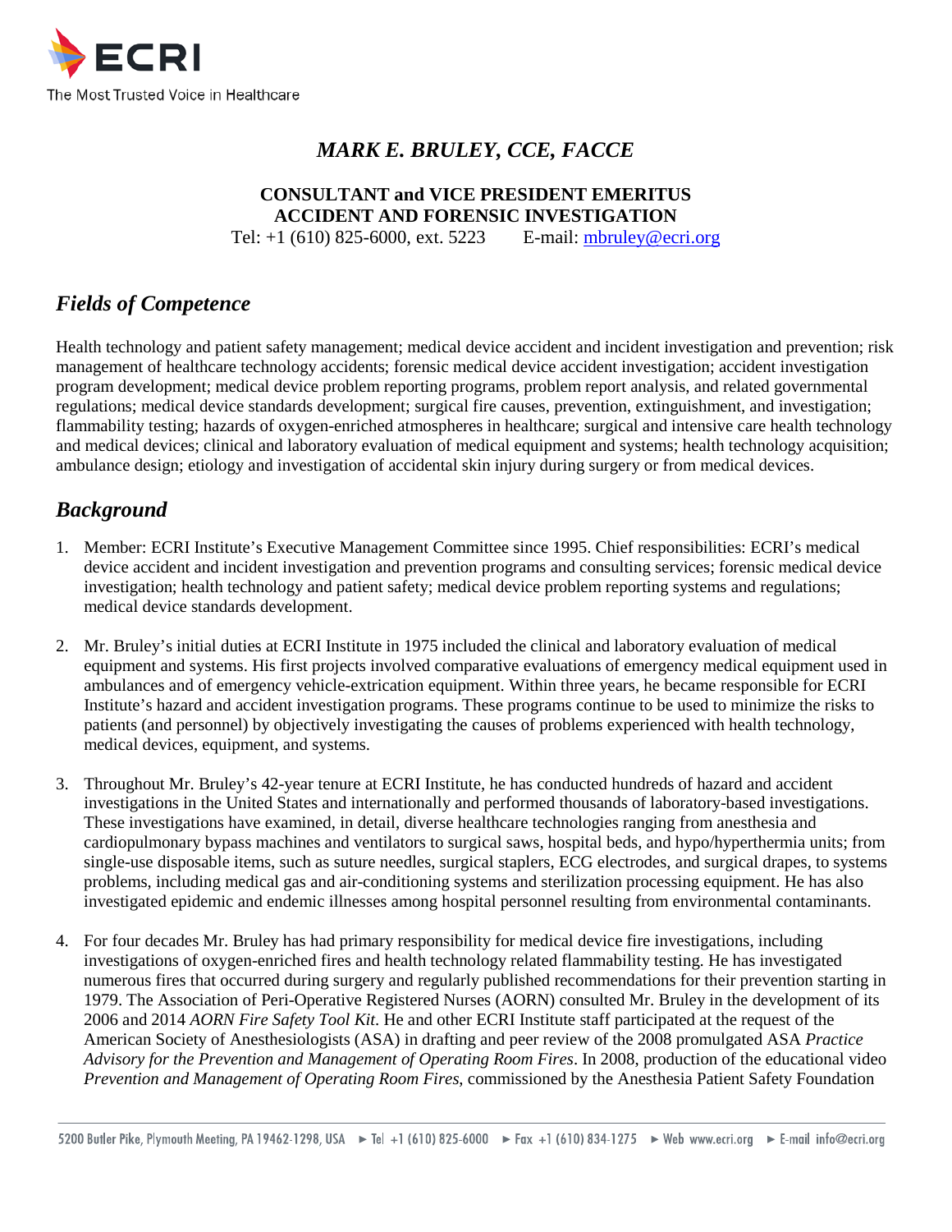# *MARK E. BRULEY, CCE, FACCE*

**CONSULTANT and VICE PRESIDENT EMERITUS**
**ACCIDENT AND FORENSIC INVESTIGATION**
Tel: +1 (610) 825-6000, ext. 5223 E-mail: mbruley@ecri.org

## *Fields of Competence*

Health technology and patient safety management; medical device accident and incident investigation and prevention; risk management of healthcare technology accidents; forensic medical device accident investigation; accident investigation program development; medical device problem reporting programs, problem report analysis, and related governmental regulations; medical device standards development; surgical fire causes, prevention, extinguishment, and investigation; flammability testing; hazards of oxygen-enriched atmospheres in healthcare; surgical and intensive care health technology and medical devices; clinical and laboratory evaluation of medical equipment and systems; health technology acquisition; ambulance design; etiology and investigation of accidental skin injury during surgery or from medical devices.

## *Background*

1. Member: ECRI Institute's Executive Management Committee since 1995. Chief responsibilities: ECRI's medical device accident and incident investigation and prevention programs and consulting services; forensic medical device investigation; health technology and patient safety; medical device problem reporting systems and regulations; medical device standards development.

2. Mr. Bruley's initial duties at ECRI Institute in 1975 included the clinical and laboratory evaluation of medical equipment and systems. His first projects involved comparative evaluations of emergency medical equipment used in ambulances and of emergency vehicle-extrication equipment. Within three years, he became responsible for ECRI Institute's hazard and accident investigation programs. These programs continue to be used to minimize the risks to patients (and personnel) by objectively investigating the causes of problems experienced with health technology, medical devices, equipment, and systems.

3. Throughout Mr. Bruley's 42-year tenure at ECRI Institute, he has conducted hundreds of hazard and accident investigations in the United States and internationally and performed thousands of laboratory-based investigations. These investigations have examined, in detail, diverse healthcare technologies ranging from anesthesia and cardiopulmonary bypass machines and ventilators to surgical saws, hospital beds, and hypo/hyperthermia units; from single-use disposable items, such as suture needles, surgical staplers, ECG electrodes, and surgical drapes, to systems problems, including medical gas and air-conditioning systems and sterilization processing equipment. He has also investigated epidemic and endemic illnesses among hospital personnel resulting from environmental contaminants.

4. For four decades Mr. Bruley has had primary responsibility for medical device fire investigations, including investigations of oxygen-enriched fires and health technology related flammability testing. He has investigated numerous fires that occurred during surgery and regularly published recommendations for their prevention starting in 1979. The Association of Peri-Operative Registered Nurses (AORN) consulted Mr. Bruley in the development of its 2006 and 2014 *AORN Fire Safety Tool Kit*. He and other ECRI Institute staff participated at the request of the American Society of Anesthesiologists (ASA) in drafting and peer review of the 2008 promulgated ASA *Practice Advisory for the Prevention and Management of Operating Room Fires*. In 2008, production of the educational video *Prevention and Management of Operating Room Fires*, commissioned by the Anesthesia Patient Safety Foundation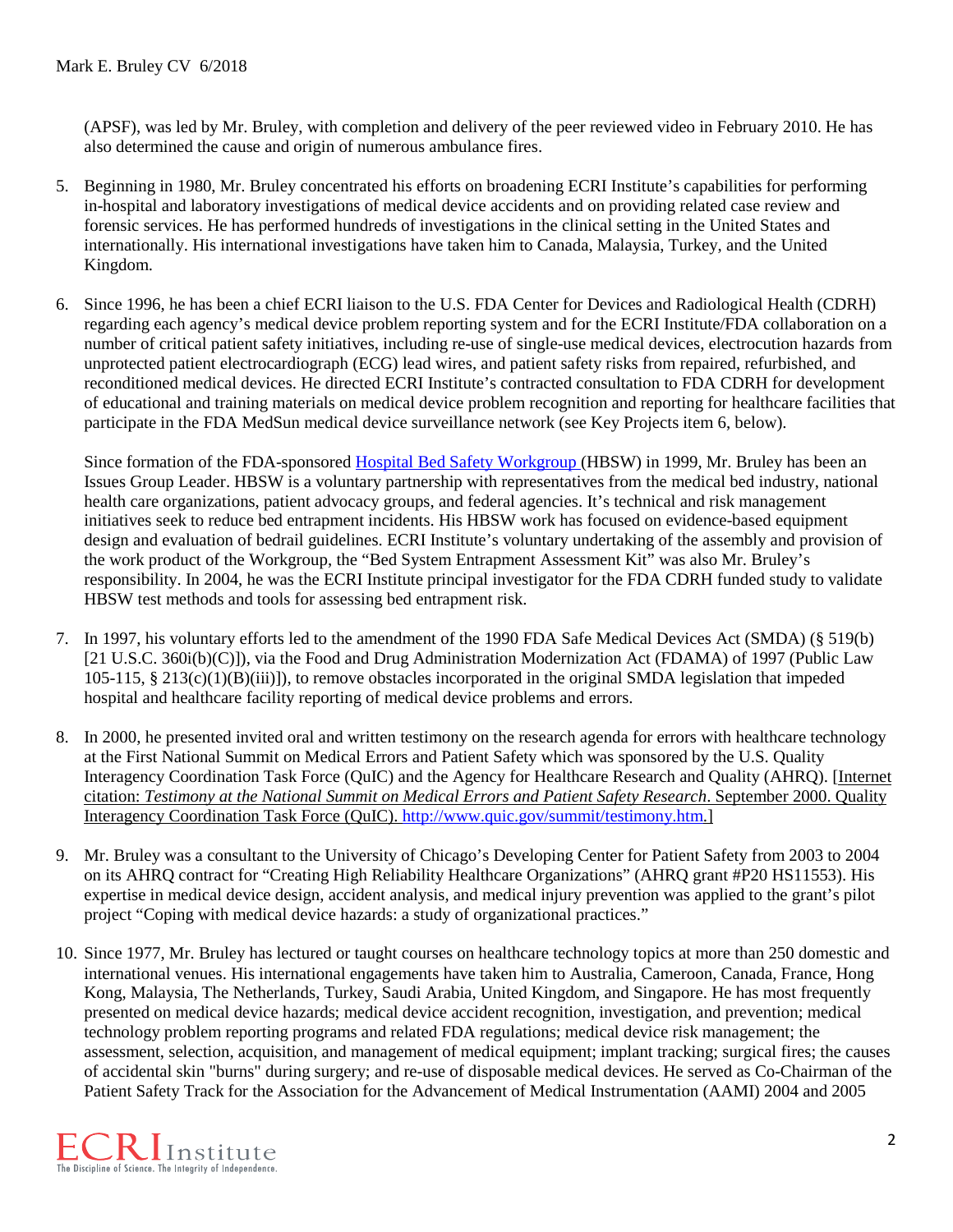(APSF), was led by Mr. Bruley, with completion and delivery of the peer reviewed video in February 2010. He has also determined the cause and origin of numerous ambulance fires.

5. Beginning in 1980, Mr. Bruley concentrated his efforts on broadening ECRI Institute's capabilities for performing in-hospital and laboratory investigations of medical device accidents and on providing related case review and forensic services. He has performed hundreds of investigations in the clinical setting in the United States and internationally. His international investigations have taken him to Canada, Malaysia, Turkey, and the United Kingdom.

6. Since 1996, he has been a chief ECRI liaison to the U.S. FDA Center for Devices and Radiological Health (CDRH) regarding each agency's medical device problem reporting system and for the ECRI Institute/FDA collaboration on a number of critical patient safety initiatives, including re-use of single-use medical devices, electrocution hazards from unprotected patient electrocardiograph (ECG) lead wires, and patient safety risks from repaired, refurbished, and reconditioned medical devices. He directed ECRI Institute's contracted consultation to FDA CDRH for development of educational and training materials on medical device problem recognition and reporting for healthcare facilities that participate in the FDA MedSun medical device surveillance network (see Key Projects item 6, below).

   Since formation of the FDA-sponsored Hospital Bed Safety Workgroup (HBSW) in 1999, Mr. Bruley has been an Issues Group Leader. HBSW is a voluntary partnership with representatives from the medical bed industry, national health care organizations, patient advocacy groups, and federal agencies. It's technical and risk management initiatives seek to reduce bed entrapment incidents. His HBSW work has focused on evidence-based equipment design and evaluation of bedrail guidelines. ECRI Institute's voluntary undertaking of the assembly and provision of the work product of the Workgroup, the "Bed System Entrapment Assessment Kit" was also Mr. Bruley's responsibility. In 2004, he was the ECRI Institute principal investigator for the FDA CDRH funded study to validate HBSW test methods and tools for assessing bed entrapment risk.

7. In 1997, his voluntary efforts led to the amendment of the 1990 FDA Safe Medical Devices Act (SMDA) (§ 519(b) [21 U.S.C. 360i(b)(C)]), via the Food and Drug Administration Modernization Act (FDAMA) of 1997 (Public Law 105-115, § 213(c)(1)(B)(iii)]), to remove obstacles incorporated in the original SMDA legislation that impeded hospital and healthcare facility reporting of medical device problems and errors.

8. In 2000, he presented invited oral and written testimony on the research agenda for errors with healthcare technology at the First National Summit on Medical Errors and Patient Safety which was sponsored by the U.S. Quality Interagency Coordination Task Force (QuIC) and the Agency for Healthcare Research and Quality (AHRQ). [Internet citation: *Testimony at the National Summit on Medical Errors and Patient Safety Research*. September 2000. Quality Interagency Coordination Task Force (QuIC). http://www.quic.gov/summit/testimony.htm.]

9. Mr. Bruley was a consultant to the University of Chicago's Developing Center for Patient Safety from 2003 to 2004 on its AHRQ contract for "Creating High Reliability Healthcare Organizations" (AHRQ grant #P20 HS11553). His expertise in medical device design, accident analysis, and medical injury prevention was applied to the grant's pilot project "Coping with medical device hazards: a study of organizational practices."

10. Since 1977, Mr. Bruley has lectured or taught courses on healthcare technology topics at more than 250 domestic and international venues. His international engagements have taken him to Australia, Cameroon, Canada, France, Hong Kong, Malaysia, The Netherlands, Turkey, Saudi Arabia, United Kingdom, and Singapore. He has most frequently presented on medical device hazards; medical device accident recognition, investigation, and prevention; medical technology problem reporting programs and related FDA regulations; medical device risk management; the assessment, selection, acquisition, and management of medical equipment; implant tracking; surgical fires; the causes of accidental skin "burns" during surgery; and re-use of disposable medical devices. He served as Co-Chairman of the Patient Safety Track for the Association for the Advancement of Medical Instrumentation (AAMI) 2004 and 2005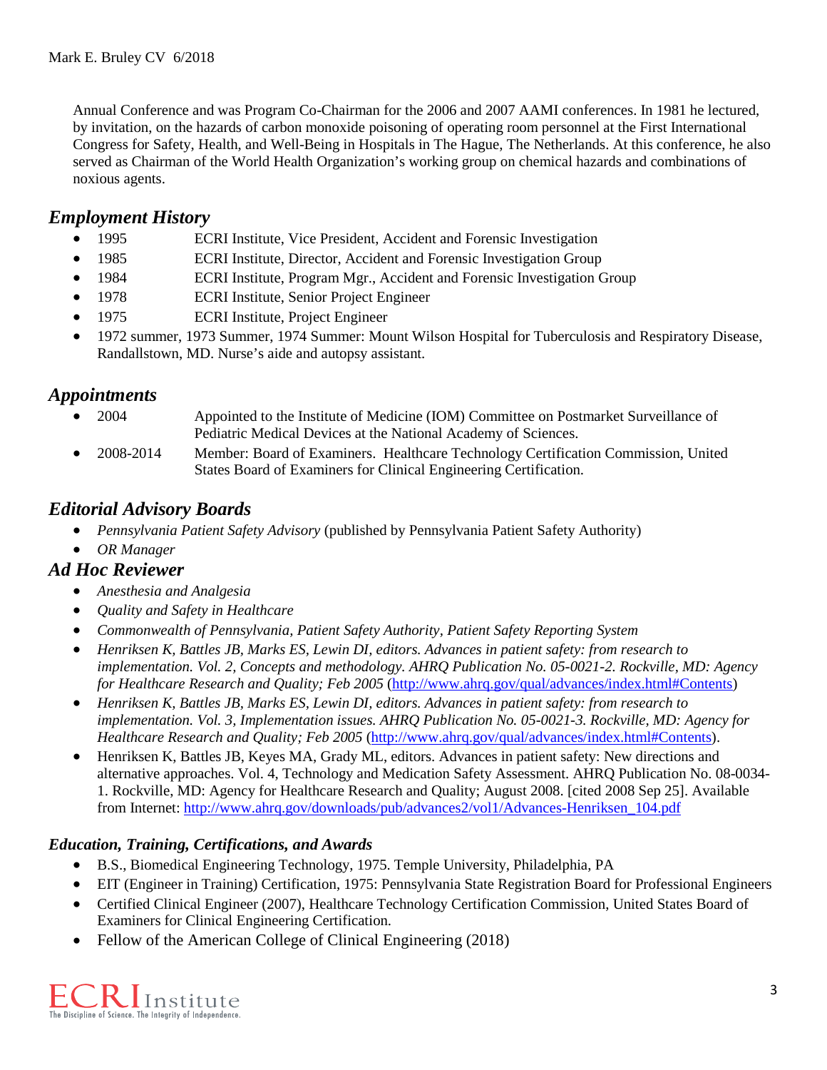Annual Conference and was Program Co-Chairman for the 2006 and 2007 AAMI conferences. In 1981 he lectured, by invitation, on the hazards of carbon monoxide poisoning of operating room personnel at the First International Congress for Safety, Health, and Well-Being in Hospitals in The Hague, The Netherlands. At this conference, he also served as Chairman of the World Health Organization's working group on chemical hazards and combinations of noxious agents.

## *Employment History*

- 1995 ECRI Institute, Vice President, Accident and Forensic Investigation
- 1985 ECRI Institute, Director, Accident and Forensic Investigation Group
- 1984 ECRI Institute, Program Mgr., Accident and Forensic Investigation Group
- 1978 ECRI Institute, Senior Project Engineer
- 1975 ECRI Institute, Project Engineer
- 1972 summer, 1973 Summer, 1974 Summer: Mount Wilson Hospital for Tuberculosis and Respiratory Disease, Randallstown, MD. Nurse's aide and autopsy assistant.

## *Appointments*

- 2004 Appointed to the Institute of Medicine (IOM) Committee on Postmarket Surveillance of Pediatric Medical Devices at the National Academy of Sciences.
- 2008-2014 Member: Board of Examiners. Healthcare Technology Certification Commission, United States Board of Examiners for Clinical Engineering Certification.

## *Editorial Advisory Boards*

- *Pennsylvania Patient Safety Advisory* (published by Pennsylvania Patient Safety Authority)
- *OR Manager*

## *Ad Hoc Reviewer*

- *Anesthesia and Analgesia*
- *Quality and Safety in Healthcare*
- *Commonwealth of Pennsylvania, Patient Safety Authority, Patient Safety Reporting System*
- *Henriksen K, Battles JB, Marks ES, Lewin DI, editors. Advances in patient safety: from research to implementation. Vol. 2, Concepts and methodology. AHRQ Publication No. 05-0021-2. Rockville, MD: Agency for Healthcare Research and Quality; Feb 2005* (http://www.ahrq.gov/qual/advances/index.html#Contents)
- *Henriksen K, Battles JB, Marks ES, Lewin DI, editors. Advances in patient safety: from research to implementation. Vol. 3, Implementation issues. AHRQ Publication No. 05-0021-3. Rockville, MD: Agency for Healthcare Research and Quality; Feb 2005* (http://www.ahrq.gov/qual/advances/index.html#Contents).
- Henriksen K, Battles JB, Keyes MA, Grady ML, editors. Advances in patient safety: New directions and alternative approaches. Vol. 4, Technology and Medication Safety Assessment. AHRQ Publication No. 08-0034-1. Rockville, MD: Agency for Healthcare Research and Quality; August 2008. [cited 2008 Sep 25]. Available from Internet: http://www.ahrq.gov/downloads/pub/advances2/vol1/Advances-Henriksen_104.pdf

### *Education, Training, Certifications, and Awards*

- B.S., Biomedical Engineering Technology, 1975. Temple University, Philadelphia, PA
- EIT (Engineer in Training) Certification, 1975: Pennsylvania State Registration Board for Professional Engineers
- Certified Clinical Engineer (2007), Healthcare Technology Certification Commission, United States Board of Examiners for Clinical Engineering Certification.
- Fellow of the American College of Clinical Engineering (2018)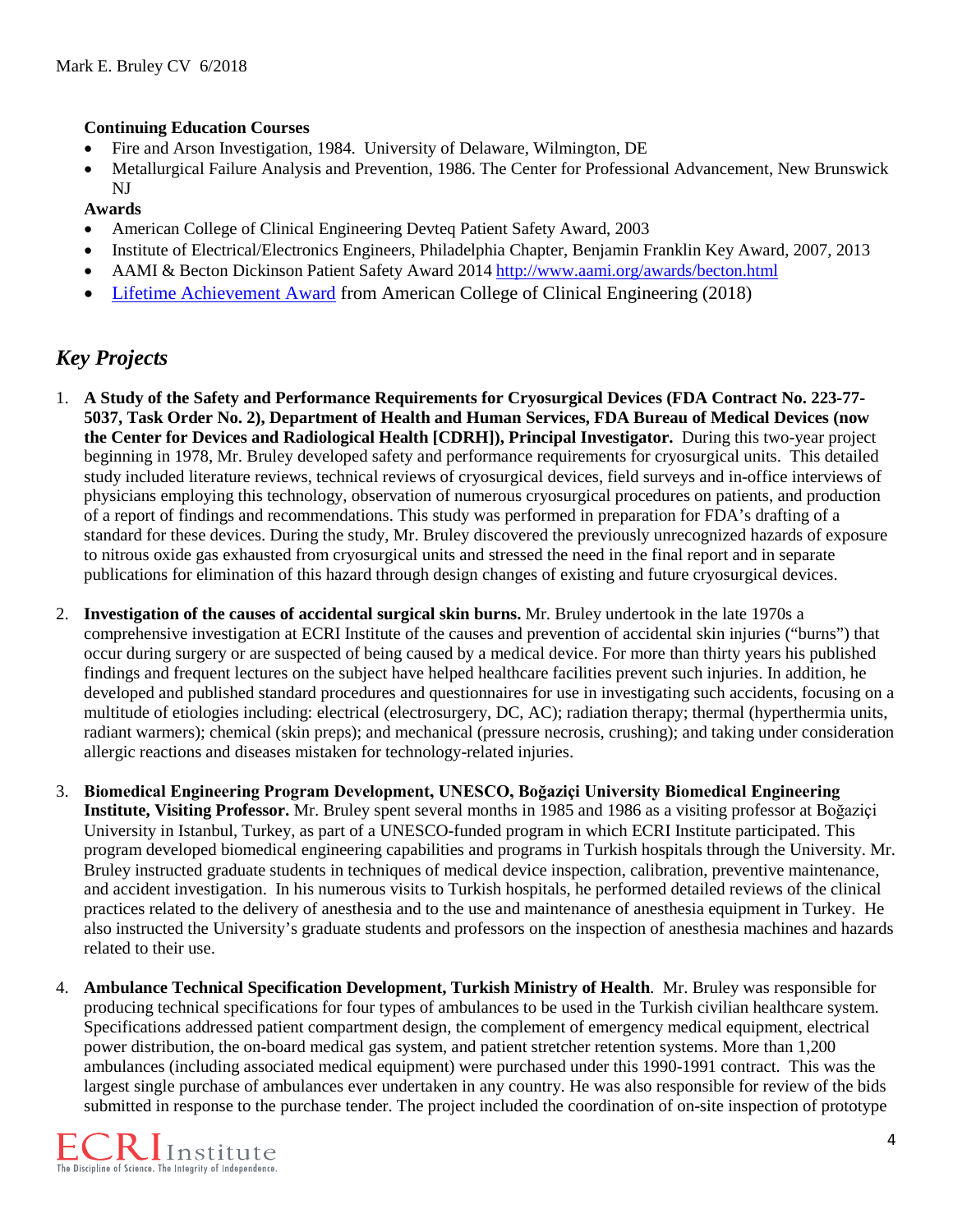**Continuing Education Courses**

- Fire and Arson Investigation, 1984. University of Delaware, Wilmington, DE
- Metallurgical Failure Analysis and Prevention, 1986. The Center for Professional Advancement, New Brunswick NJ

**Awards**

- American College of Clinical Engineering Devteq Patient Safety Award, 2003
- Institute of Electrical/Electronics Engineers, Philadelphia Chapter, Benjamin Franklin Key Award, 2007, 2013
- AAMI & Becton Dickinson Patient Safety Award 2014 http://www.aami.org/awards/becton.html
- Lifetime Achievement Award from American College of Clinical Engineering (2018)

## *Key Projects*

1. **A Study of the Safety and Performance Requirements for Cryosurgical Devices (FDA Contract No. 223-77-5037, Task Order No. 2), Department of Health and Human Services, FDA Bureau of Medical Devices (now the Center for Devices and Radiological Health [CDRH]), Principal Investigator.** During this two-year project beginning in 1978, Mr. Bruley developed safety and performance requirements for cryosurgical units. This detailed study included literature reviews, technical reviews of cryosurgical devices, field surveys and in-office interviews of physicians employing this technology, observation of numerous cryosurgical procedures on patients, and production of a report of findings and recommendations. This study was performed in preparation for FDA's drafting of a standard for these devices. During the study, Mr. Bruley discovered the previously unrecognized hazards of exposure to nitrous oxide gas exhausted from cryosurgical units and stressed the need in the final report and in separate publications for elimination of this hazard through design changes of existing and future cryosurgical devices.

2. **Investigation of the causes of accidental surgical skin burns.** Mr. Bruley undertook in the late 1970s a comprehensive investigation at ECRI Institute of the causes and prevention of accidental skin injuries ("burns") that occur during surgery or are suspected of being caused by a medical device. For more than thirty years his published findings and frequent lectures on the subject have helped healthcare facilities prevent such injuries. In addition, he developed and published standard procedures and questionnaires for use in investigating such accidents, focusing on a multitude of etiologies including: electrical (electrosurgery, DC, AC); radiation therapy; thermal (hyperthermia units, radiant warmers); chemical (skin preps); and mechanical (pressure necrosis, crushing); and taking under consideration allergic reactions and diseases mistaken for technology-related injuries.

3. **Biomedical Engineering Program Development, UNESCO, Boğaziçi University Biomedical Engineering Institute, Visiting Professor.** Mr. Bruley spent several months in 1985 and 1986 as a visiting professor at Boğaziçi University in Istanbul, Turkey, as part of a UNESCO-funded program in which ECRI Institute participated. This program developed biomedical engineering capabilities and programs in Turkish hospitals through the University. Mr. Bruley instructed graduate students in techniques of medical device inspection, calibration, preventive maintenance, and accident investigation. In his numerous visits to Turkish hospitals, he performed detailed reviews of the clinical practices related to the delivery of anesthesia and to the use and maintenance of anesthesia equipment in Turkey. He also instructed the University's graduate students and professors on the inspection of anesthesia machines and hazards related to their use.

4. **Ambulance Technical Specification Development, Turkish Ministry of Health**. Mr. Bruley was responsible for producing technical specifications for four types of ambulances to be used in the Turkish civilian healthcare system. Specifications addressed patient compartment design, the complement of emergency medical equipment, electrical power distribution, the on-board medical gas system, and patient stretcher retention systems. More than 1,200 ambulances (including associated medical equipment) were purchased under this 1990-1991 contract. This was the largest single purchase of ambulances ever undertaken in any country. He was also responsible for review of the bids submitted in response to the purchase tender. The project included the coordination of on-site inspection of prototype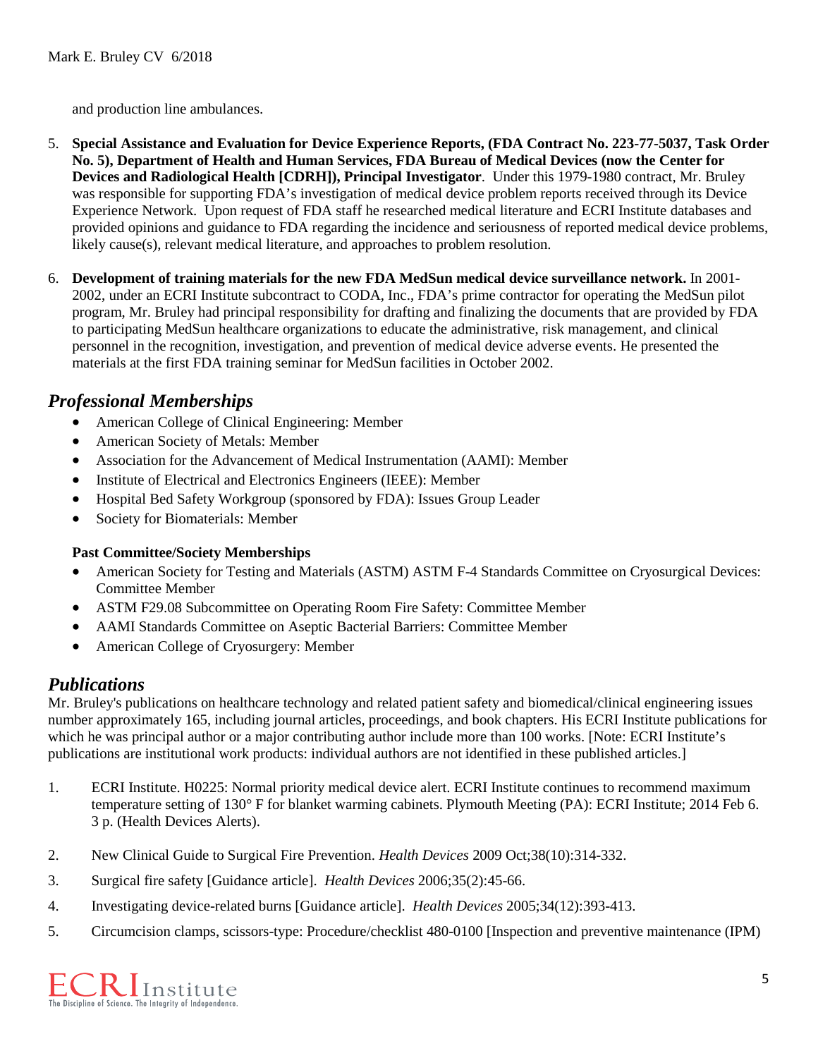and production line ambulances.

5. **Special Assistance and Evaluation for Device Experience Reports, (FDA Contract No. 223-77-5037, Task Order No. 5), Department of Health and Human Services, FDA Bureau of Medical Devices (now the Center for Devices and Radiological Health [CDRH]), Principal Investigator**. Under this 1979-1980 contract, Mr. Bruley was responsible for supporting FDA's investigation of medical device problem reports received through its Device Experience Network. Upon request of FDA staff he researched medical literature and ECRI Institute databases and provided opinions and guidance to FDA regarding the incidence and seriousness of reported medical device problems, likely cause(s), relevant medical literature, and approaches to problem resolution.

6. **Development of training materials for the new FDA MedSun medical device surveillance network.** In 2001-2002, under an ECRI Institute subcontract to CODA, Inc., FDA's prime contractor for operating the MedSun pilot program, Mr. Bruley had principal responsibility for drafting and finalizing the documents that are provided by FDA to participating MedSun healthcare organizations to educate the administrative, risk management, and clinical personnel in the recognition, investigation, and prevention of medical device adverse events. He presented the materials at the first FDA training seminar for MedSun facilities in October 2002.

## *Professional Memberships*

- American College of Clinical Engineering: Member
- American Society of Metals: Member
- Association for the Advancement of Medical Instrumentation (AAMI): Member
- Institute of Electrical and Electronics Engineers (IEEE): Member
- Hospital Bed Safety Workgroup (sponsored by FDA): Issues Group Leader
- Society for Biomaterials: Member

**Past Committee/Society Memberships**

- American Society for Testing and Materials (ASTM) ASTM F-4 Standards Committee on Cryosurgical Devices: Committee Member
- ASTM F29.08 Subcommittee on Operating Room Fire Safety: Committee Member
- AAMI Standards Committee on Aseptic Bacterial Barriers: Committee Member
- American College of Cryosurgery: Member

## *Publications*

Mr. Bruley's publications on healthcare technology and related patient safety and biomedical/clinical engineering issues number approximately 165, including journal articles, proceedings, and book chapters. His ECRI Institute publications for which he was principal author or a major contributing author include more than 100 works. [Note: ECRI Institute's publications are institutional work products: individual authors are not identified in these published articles.]

1. ECRI Institute. H0225: Normal priority medical device alert. ECRI Institute continues to recommend maximum temperature setting of 130° F for blanket warming cabinets. Plymouth Meeting (PA): ECRI Institute; 2014 Feb 6. 3 p. (Health Devices Alerts).

2. New Clinical Guide to Surgical Fire Prevention. *Health Devices* 2009 Oct;38(10):314-332.

3. Surgical fire safety [Guidance article]. *Health Devices* 2006;35(2):45-66.

4. Investigating device-related burns [Guidance article]. *Health Devices* 2005;34(12):393-413.

5. Circumcision clamps, scissors-type: Procedure/checklist 480-0100 [Inspection and preventive maintenance (IPM)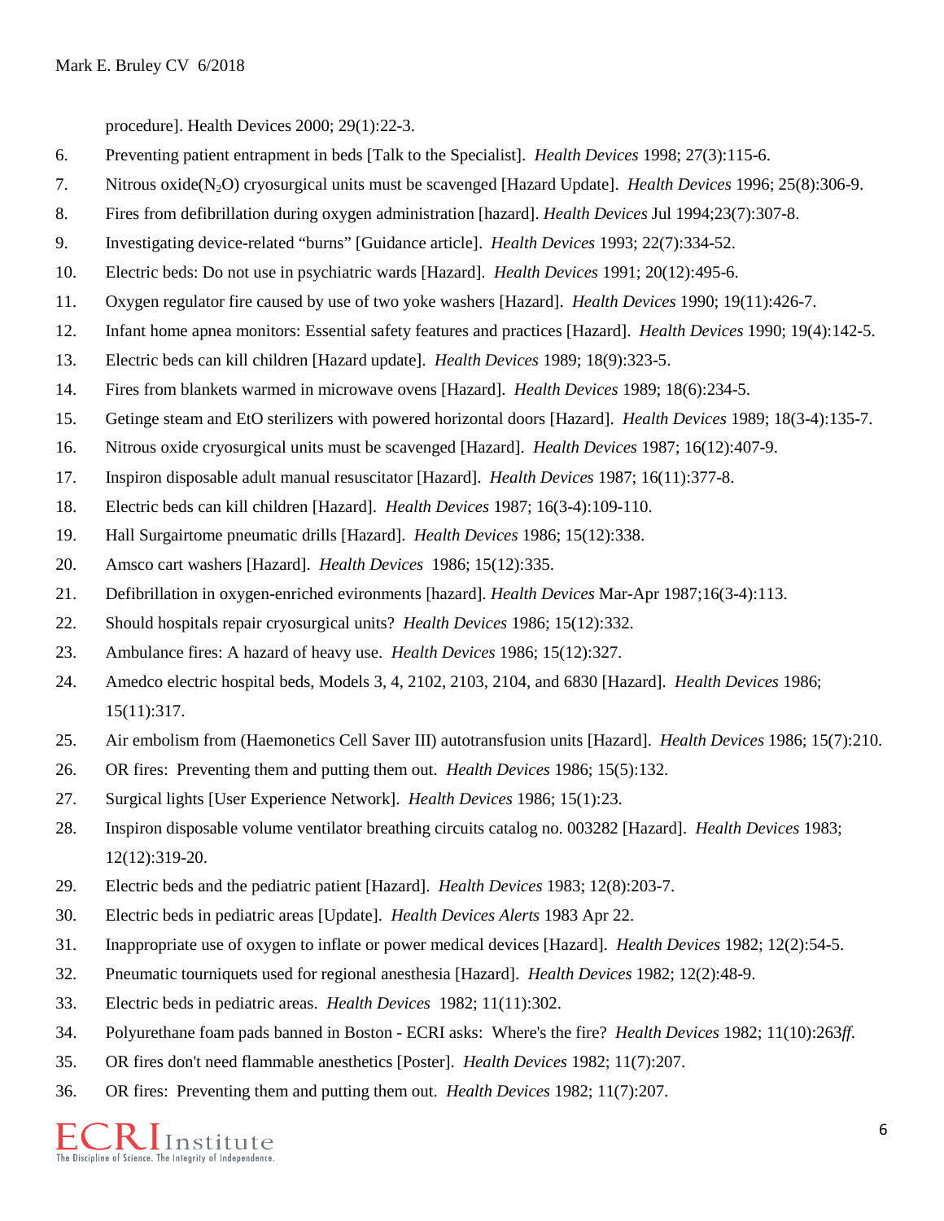procedure]. Health Devices 2000; 29(1):22-3.

6. Preventing patient entrapment in beds [Talk to the Specialist]. *Health Devices* 1998; 27(3):115-6.
7. Nitrous oxide($N_2O$) cryosurgical units must be scavenged [Hazard Update]. *Health Devices* 1996; 25(8):306-9.
8. Fires from defibrillation during oxygen administration [hazard]. *Health Devices* Jul 1994;23(7):307-8.
9. Investigating device-related “burns” [Guidance article]. *Health Devices* 1993; 22(7):334-52.
10. Electric beds: Do not use in psychiatric wards [Hazard]. *Health Devices* 1991; 20(12):495-6.
11. Oxygen regulator fire caused by use of two yoke washers [Hazard]. *Health Devices* 1990; 19(11):426-7.
12. Infant home apnea monitors: Essential safety features and practices [Hazard]. *Health Devices* 1990; 19(4):142-5.
13. Electric beds can kill children [Hazard update]. *Health Devices* 1989; 18(9):323-5.
14. Fires from blankets warmed in microwave ovens [Hazard]. *Health Devices* 1989; 18(6):234-5.
15. Getinge steam and EtO sterilizers with powered horizontal doors [Hazard]. *Health Devices* 1989; 18(3-4):135-7.
16. Nitrous oxide cryosurgical units must be scavenged [Hazard]. *Health Devices* 1987; 16(12):407-9.
17. Inspiron disposable adult manual resuscitator [Hazard]. *Health Devices* 1987; 16(11):377-8.
18. Electric beds can kill children [Hazard]. *Health Devices* 1987; 16(3-4):109-110.
19. Hall Surgairtome pneumatic drills [Hazard]. *Health Devices* 1986; 15(12):338.
20. Amsco cart washers [Hazard]. *Health Devices* 1986; 15(12):335.
21. Defibrillation in oxygen-enriched evironments [hazard]. *Health Devices* Mar-Apr 1987;16(3-4):113.
22. Should hospitals repair cryosurgical units? *Health Devices* 1986; 15(12):332.
23. Ambulance fires: A hazard of heavy use. *Health Devices* 1986; 15(12):327.
24. Amedco electric hospital beds, Models 3, 4, 2102, 2103, 2104, and 6830 [Hazard]. *Health Devices* 1986; 15(11):317.
25. Air embolism from (Haemonetics Cell Saver III) autotransfusion units [Hazard]. *Health Devices* 1986; 15(7):210.
26. OR fires: Preventing them and putting them out. *Health Devices* 1986; 15(5):132.
27. Surgical lights [User Experience Network]. *Health Devices* 1986; 15(1):23.
28. Inspiron disposable volume ventilator breathing circuits catalog no. 003282 [Hazard]. *Health Devices* 1983; 12(12):319-20.
29. Electric beds and the pediatric patient [Hazard]. *Health Devices* 1983; 12(8):203-7.
30. Electric beds in pediatric areas [Update]. *Health Devices Alerts* 1983 Apr 22.
31. Inappropriate use of oxygen to inflate or power medical devices [Hazard]. *Health Devices* 1982; 12(2):54-5.
32. Pneumatic tourniquets used for regional anesthesia [Hazard]. *Health Devices* 1982; 12(2):48-9.
33. Electric beds in pediatric areas. *Health Devices* 1982; 11(11):302.
34. Polyurethane foam pads banned in Boston - ECRI asks: Where's the fire? *Health Devices* 1982; 11(10):263*ff*.
35. OR fires don't need flammable anesthetics [Poster]. *Health Devices* 1982; 11(7):207.
36. OR fires: Preventing them and putting them out. *Health Devices* 1982; 11(7):207.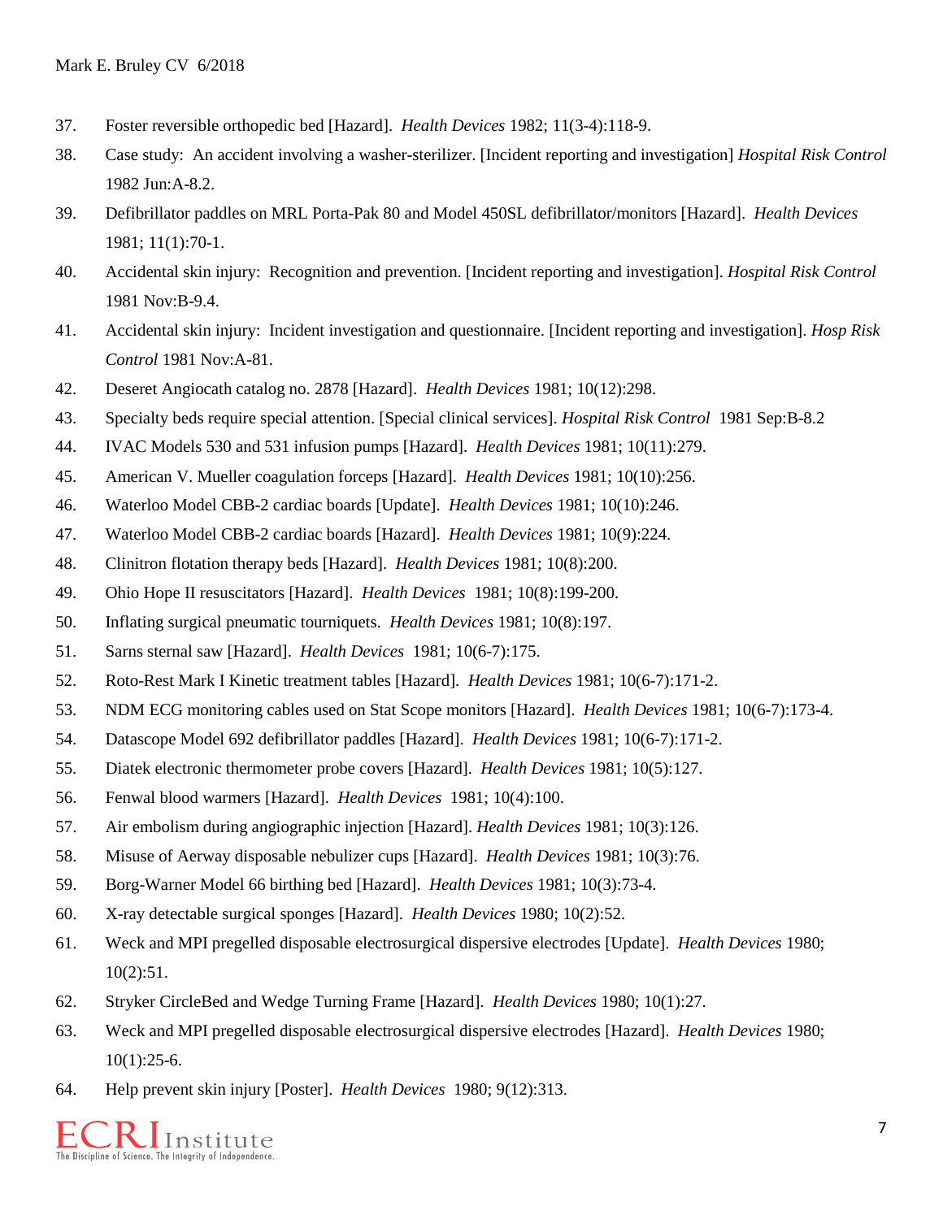37. Foster reversible orthopedic bed [Hazard]. *Health Devices* 1982; 11(3-4):118-9.
38. Case study: An accident involving a washer-sterilizer. [Incident reporting and investigation] *Hospital Risk Control* 1982 Jun:A-8.2.
39. Defibrillator paddles on MRL Porta-Pak 80 and Model 450SL defibrillator/monitors [Hazard]. *Health Devices* 1981; 11(1):70-1.
40. Accidental skin injury: Recognition and prevention. [Incident reporting and investigation]. *Hospital Risk Control* 1981 Nov:B-9.4.
41. Accidental skin injury: Incident investigation and questionnaire. [Incident reporting and investigation]. *Hosp Risk Control* 1981 Nov:A-81.
42. Deseret Angiocath catalog no. 2878 [Hazard]. *Health Devices* 1981; 10(12):298.
43. Specialty beds require special attention. [Special clinical services]. *Hospital Risk Control* 1981 Sep:B-8.2
44. IVAC Models 530 and 531 infusion pumps [Hazard]. *Health Devices* 1981; 10(11):279.
45. American V. Mueller coagulation forceps [Hazard]. *Health Devices* 1981; 10(10):256.
46. Waterloo Model CBB-2 cardiac boards [Update]. *Health Devices* 1981; 10(10):246.
47. Waterloo Model CBB-2 cardiac boards [Hazard]. *Health Devices* 1981; 10(9):224.
48. Clinitron flotation therapy beds [Hazard]. *Health Devices* 1981; 10(8):200.
49. Ohio Hope II resuscitators [Hazard]. *Health Devices* 1981; 10(8):199-200.
50. Inflating surgical pneumatic tourniquets. *Health Devices* 1981; 10(8):197.
51. Sarns sternal saw [Hazard]. *Health Devices* 1981; 10(6-7):175.
52. Roto-Rest Mark I Kinetic treatment tables [Hazard]. *Health Devices* 1981; 10(6-7):171-2.
53. NDM ECG monitoring cables used on Stat Scope monitors [Hazard]. *Health Devices* 1981; 10(6-7):173-4.
54. Datascope Model 692 defibrillator paddles [Hazard]. *Health Devices* 1981; 10(6-7):171-2.
55. Diatek electronic thermometer probe covers [Hazard]. *Health Devices* 1981; 10(5):127.
56. Fenwal blood warmers [Hazard]. *Health Devices* 1981; 10(4):100.
57. Air embolism during angiographic injection [Hazard]. *Health Devices* 1981; 10(3):126.
58. Misuse of Aerway disposable nebulizer cups [Hazard]. *Health Devices* 1981; 10(3):76.
59. Borg-Warner Model 66 birthing bed [Hazard]. *Health Devices* 1981; 10(3):73-4.
60. X-ray detectable surgical sponges [Hazard]. *Health Devices* 1980; 10(2):52.
61. Weck and MPI pregelled disposable electrosurgical dispersive electrodes [Update]. *Health Devices* 1980; 10(2):51.
62. Stryker CircleBed and Wedge Turning Frame [Hazard]. *Health Devices* 1980; 10(1):27.
63. Weck and MPI pregelled disposable electrosurgical dispersive electrodes [Hazard]. *Health Devices* 1980; 10(1):25-6.
64. Help prevent skin injury [Poster]. *Health Devices* 1980; 9(12):313.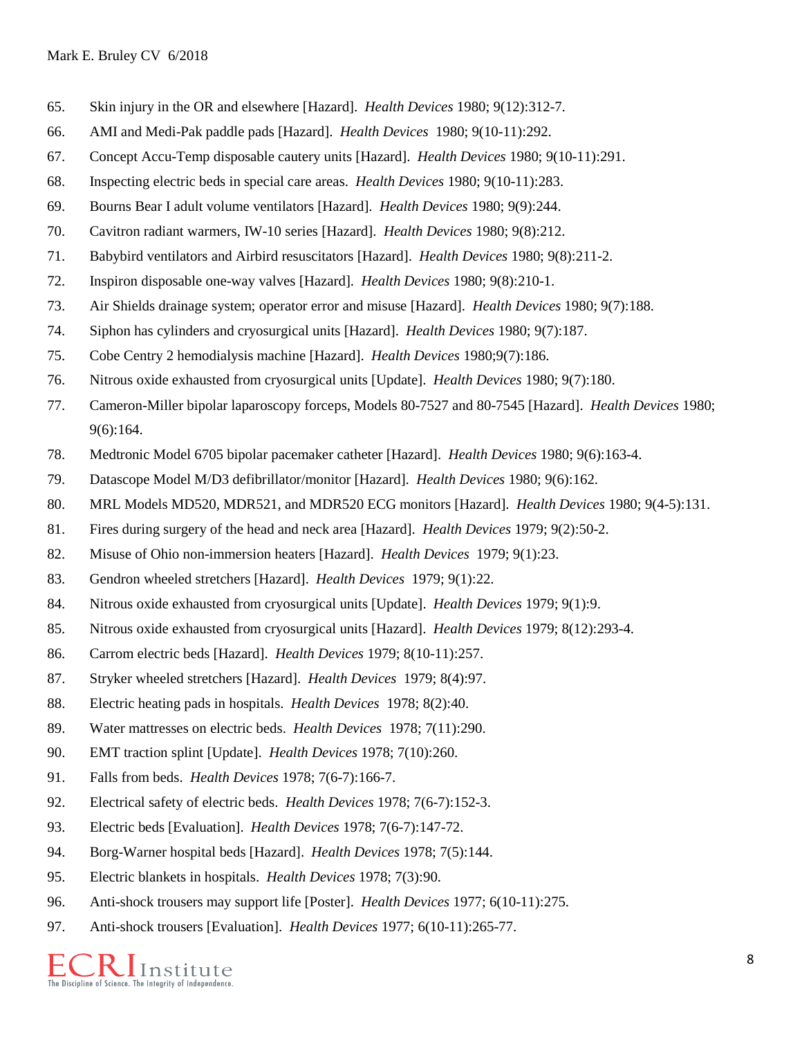65. Skin injury in the OR and elsewhere [Hazard]. *Health Devices* 1980; 9(12):312-7.
66. AMI and Medi-Pak paddle pads [Hazard]. *Health Devices* 1980; 9(10-11):292.
67. Concept Accu-Temp disposable cautery units [Hazard]. *Health Devices* 1980; 9(10-11):291.
68. Inspecting electric beds in special care areas. *Health Devices* 1980; 9(10-11):283.
69. Bourns Bear I adult volume ventilators [Hazard]. *Health Devices* 1980; 9(9):244.
70. Cavitron radiant warmers, IW-10 series [Hazard]. *Health Devices* 1980; 9(8):212.
71. Babybird ventilators and Airbird resuscitators [Hazard]. *Health Devices* 1980; 9(8):211-2.
72. Inspiron disposable one-way valves [Hazard]. *Health Devices* 1980; 9(8):210-1.
73. Air Shields drainage system; operator error and misuse [Hazard]. *Health Devices* 1980; 9(7):188.
74. Siphon has cylinders and cryosurgical units [Hazard]. *Health Devices* 1980; 9(7):187.
75. Cobe Centry 2 hemodialysis machine [Hazard]. *Health Devices* 1980;9(7):186.
76. Nitrous oxide exhausted from cryosurgical units [Update]. *Health Devices* 1980; 9(7):180.
77. Cameron-Miller bipolar laparoscopy forceps, Models 80-7527 and 80-7545 [Hazard]. *Health Devices* 1980; 9(6):164.
78. Medtronic Model 6705 bipolar pacemaker catheter [Hazard]. *Health Devices* 1980; 9(6):163-4.
79. Datascope Model M/D3 defibrillator/monitor [Hazard]. *Health Devices* 1980; 9(6):162.
80. MRL Models MD520, MDR521, and MDR520 ECG monitors [Hazard]. *Health Devices* 1980; 9(4-5):131.
81. Fires during surgery of the head and neck area [Hazard]. *Health Devices* 1979; 9(2):50-2.
82. Misuse of Ohio non-immersion heaters [Hazard]. *Health Devices* 1979; 9(1):23.
83. Gendron wheeled stretchers [Hazard]. *Health Devices* 1979; 9(1):22.
84. Nitrous oxide exhausted from cryosurgical units [Update]. *Health Devices* 1979; 9(1):9.
85. Nitrous oxide exhausted from cryosurgical units [Hazard]. *Health Devices* 1979; 8(12):293-4.
86. Carrom electric beds [Hazard]. *Health Devices* 1979; 8(10-11):257.
87. Stryker wheeled stretchers [Hazard]. *Health Devices* 1979; 8(4):97.
88. Electric heating pads in hospitals. *Health Devices* 1978; 8(2):40.
89. Water mattresses on electric beds. *Health Devices* 1978; 7(11):290.
90. EMT traction splint [Update]. *Health Devices* 1978; 7(10):260.
91. Falls from beds. *Health Devices* 1978; 7(6-7):166-7.
92. Electrical safety of electric beds. *Health Devices* 1978; 7(6-7):152-3.
93. Electric beds [Evaluation]. *Health Devices* 1978; 7(6-7):147-72.
94. Borg-Warner hospital beds [Hazard]. *Health Devices* 1978; 7(5):144.
95. Electric blankets in hospitals. *Health Devices* 1978; 7(3):90.
96. Anti-shock trousers may support life [Poster]. *Health Devices* 1977; 6(10-11):275.
97. Anti-shock trousers [Evaluation]. *Health Devices* 1977; 6(10-11):265-77.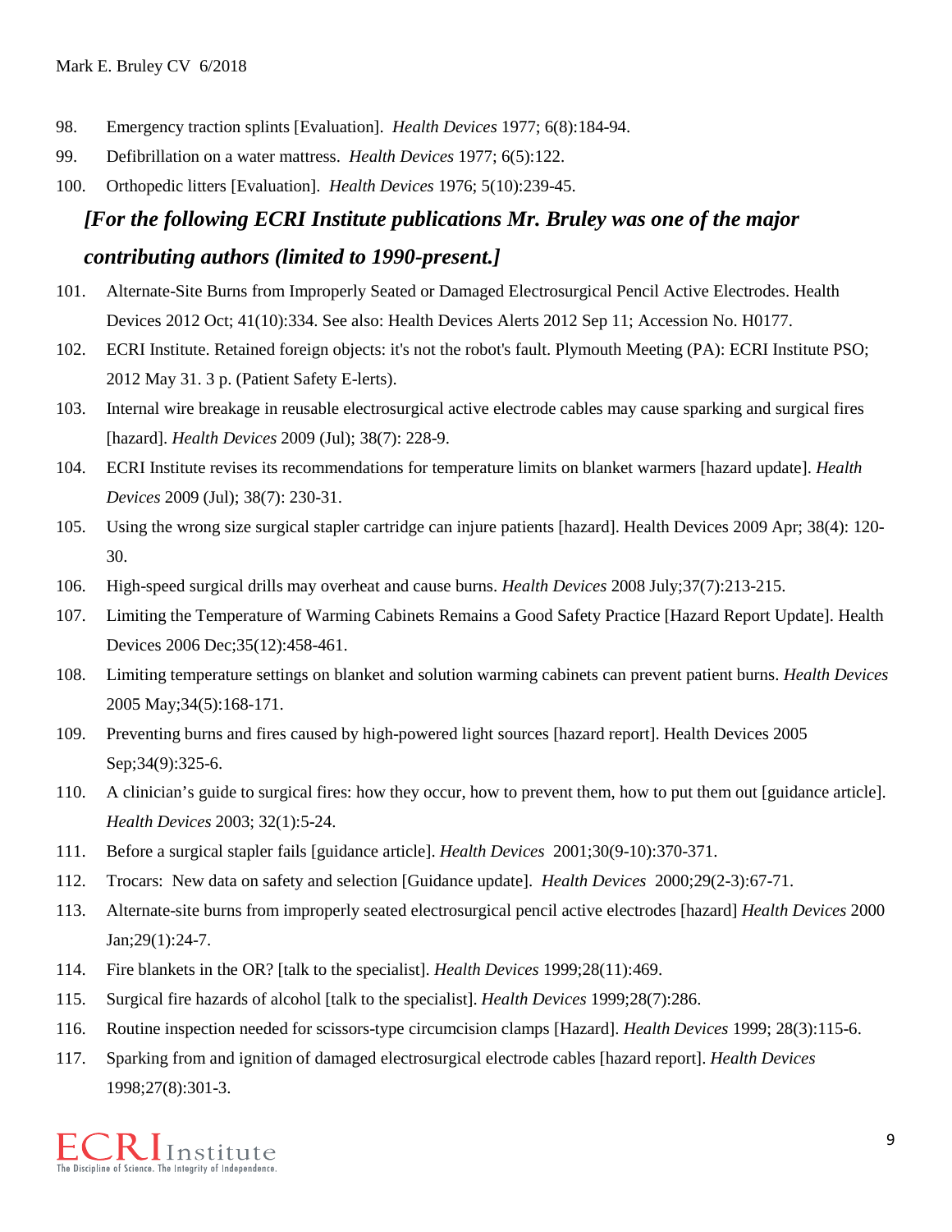98. Emergency traction splints [Evaluation]. *Health Devices* 1977; 6(8):184-94.
99. Defibrillation on a water mattress. *Health Devices* 1977; 6(5):122.
100. Orthopedic litters [Evaluation]. *Health Devices* 1976; 5(10):239-45.

***[For the following ECRI Institute publications Mr. Bruley was one of the major contributing authors (limited to 1990-present.]***

101. Alternate-Site Burns from Improperly Seated or Damaged Electrosurgical Pencil Active Electrodes. Health Devices 2012 Oct; 41(10):334. See also: Health Devices Alerts 2012 Sep 11; Accession No. H0177.
102. ECRI Institute. Retained foreign objects: it's not the robot's fault. Plymouth Meeting (PA): ECRI Institute PSO; 2012 May 31. 3 p. (Patient Safety E-lerts).
103. Internal wire breakage in reusable electrosurgical active electrode cables may cause sparking and surgical fires [hazard]. *Health Devices* 2009 (Jul); 38(7): 228-9.
104. ECRI Institute revises its recommendations for temperature limits on blanket warmers [hazard update]. *Health Devices* 2009 (Jul); 38(7): 230-31.
105. Using the wrong size surgical stapler cartridge can injure patients [hazard]. Health Devices 2009 Apr; 38(4): 120-30.
106. High-speed surgical drills may overheat and cause burns. *Health Devices* 2008 July;37(7):213-215.
107. Limiting the Temperature of Warming Cabinets Remains a Good Safety Practice [Hazard Report Update]. Health Devices 2006 Dec;35(12):458-461.
108. Limiting temperature settings on blanket and solution warming cabinets can prevent patient burns. *Health Devices* 2005 May;34(5):168-171.
109. Preventing burns and fires caused by high-powered light sources [hazard report]. Health Devices 2005 Sep;34(9):325-6.
110. A clinician's guide to surgical fires: how they occur, how to prevent them, how to put them out [guidance article]. *Health Devices* 2003; 32(1):5-24.
111. Before a surgical stapler fails [guidance article]. *Health Devices* 2001;30(9-10):370-371.
112. Trocars: New data on safety and selection [Guidance update]. *Health Devices* 2000;29(2-3):67-71.
113. Alternate-site burns from improperly seated electrosurgical pencil active electrodes [hazard] *Health Devices* 2000 Jan;29(1):24-7.
114. Fire blankets in the OR? [talk to the specialist]. *Health Devices* 1999;28(11):469.
115. Surgical fire hazards of alcohol [talk to the specialist]. *Health Devices* 1999;28(7):286.
116. Routine inspection needed for scissors-type circumcision clamps [Hazard]. *Health Devices* 1999; 28(3):115-6.
117. Sparking from and ignition of damaged electrosurgical electrode cables [hazard report]. *Health Devices* 1998;27(8):301-3.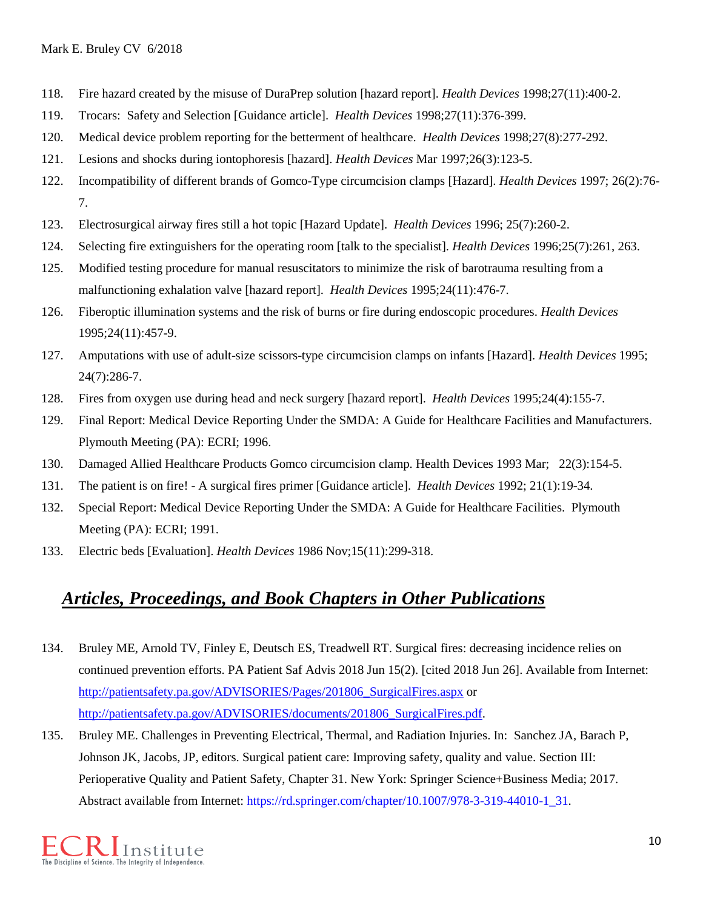118. Fire hazard created by the misuse of DuraPrep solution [hazard report]. *Health Devices* 1998;27(11):400-2.
119. Trocars: Safety and Selection [Guidance article]. *Health Devices* 1998;27(11):376-399.
120. Medical device problem reporting for the betterment of healthcare. *Health Devices* 1998;27(8):277-292.
121. Lesions and shocks during iontophoresis [hazard]. *Health Devices* Mar 1997;26(3):123-5.
122. Incompatibility of different brands of Gomco-Type circumcision clamps [Hazard]. *Health Devices* 1997; 26(2):76-7.
123. Electrosurgical airway fires still a hot topic [Hazard Update]. *Health Devices* 1996; 25(7):260-2.
124. Selecting fire extinguishers for the operating room [talk to the specialist]. *Health Devices* 1996;25(7):261, 263.
125. Modified testing procedure for manual resuscitators to minimize the risk of barotrauma resulting from a malfunctioning exhalation valve [hazard report]. *Health Devices* 1995;24(11):476-7.
126. Fiberoptic illumination systems and the risk of burns or fire during endoscopic procedures. *Health Devices* 1995;24(11):457-9.
127. Amputations with use of adult-size scissors-type circumcision clamps on infants [Hazard]. *Health Devices* 1995; 24(7):286-7.
128. Fires from oxygen use during head and neck surgery [hazard report]. *Health Devices* 1995;24(4):155-7.
129. Final Report: Medical Device Reporting Under the SMDA: A Guide for Healthcare Facilities and Manufacturers. Plymouth Meeting (PA): ECRI; 1996.
130. Damaged Allied Healthcare Products Gomco circumcision clamp. Health Devices 1993 Mar; 22(3):154-5.
131. The patient is on fire! - A surgical fires primer [Guidance article]. *Health Devices* 1992; 21(1):19-34.
132. Special Report: Medical Device Reporting Under the SMDA: A Guide for Healthcare Facilities. Plymouth Meeting (PA): ECRI; 1991.
133. Electric beds [Evaluation]. *Health Devices* 1986 Nov;15(11):299-318.

## ***Articles, Proceedings, and Book Chapters in Other Publications***

134. Bruley ME, Arnold TV, Finley E, Deutsch ES, Treadwell RT. Surgical fires: decreasing incidence relies on continued prevention efforts. PA Patient Saf Advis 2018 Jun 15(2). [cited 2018 Jun 26]. Available from Internet: http://patientsafety.pa.gov/ADVISORIES/Pages/201806_SurgicalFires.aspx or http://patientsafety.pa.gov/ADVISORIES/documents/201806_SurgicalFires.pdf.
135. Bruley ME. Challenges in Preventing Electrical, Thermal, and Radiation Injuries. In: Sanchez JA, Barach P, Johnson JK, Jacobs, JP, editors. Surgical patient care: Improving safety, quality and value. Section III: Perioperative Quality and Patient Safety, Chapter 31. New York: Springer Science+Business Media; 2017. Abstract available from Internet: https://rd.springer.com/chapter/10.1007/978-3-319-44010-1_31.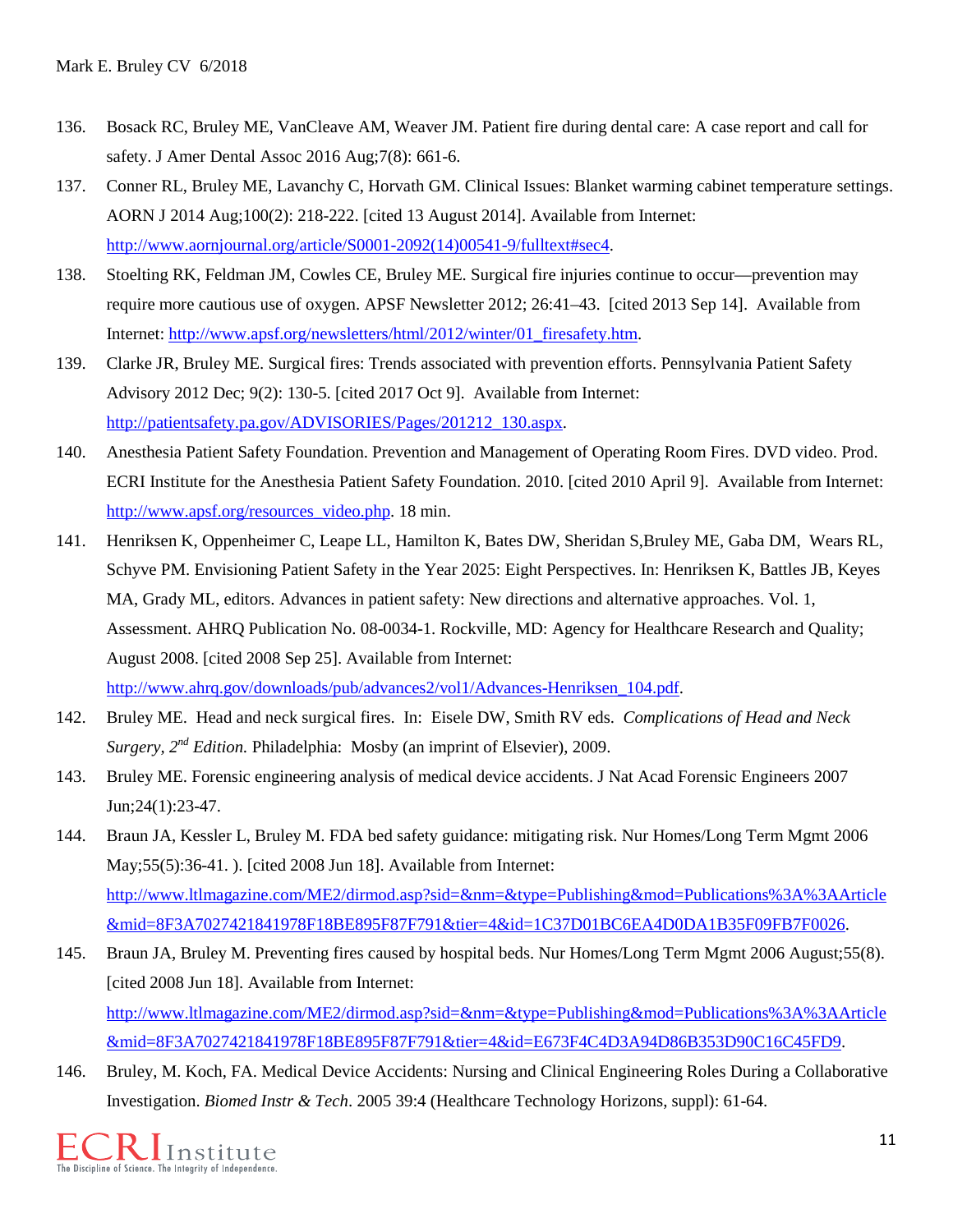136. Bosack RC, Bruley ME, VanCleave AM, Weaver JM. Patient fire during dental care: A case report and call for safety. J Amer Dental Assoc 2016 Aug;7(8): 661-6.

137. Conner RL, Bruley ME, Lavanchy C, Horvath GM. Clinical Issues: Blanket warming cabinet temperature settings. AORN J 2014 Aug;100(2): 218-222. [cited 13 August 2014]. Available from Internet: http://www.aornjournal.org/article/S0001-2092(14)00541-9/fulltext#sec4.

138. Stoelting RK, Feldman JM, Cowles CE, Bruley ME. Surgical fire injuries continue to occur—prevention may require more cautious use of oxygen. APSF Newsletter 2012; 26:41–43. [cited 2013 Sep 14]. Available from Internet: http://www.apsf.org/newsletters/html/2012/winter/01_firesafety.htm.

139. Clarke JR, Bruley ME. Surgical fires: Trends associated with prevention efforts. Pennsylvania Patient Safety Advisory 2012 Dec; 9(2): 130-5. [cited 2017 Oct 9]. Available from Internet: http://patientsafety.pa.gov/ADVISORIES/Pages/201212_130.aspx.

140. Anesthesia Patient Safety Foundation. Prevention and Management of Operating Room Fires. DVD video. Prod. ECRI Institute for the Anesthesia Patient Safety Foundation. 2010. [cited 2010 April 9]. Available from Internet: http://www.apsf.org/resources_video.php. 18 min.

141. Henriksen K, Oppenheimer C, Leape LL, Hamilton K, Bates DW, Sheridan S,Bruley ME, Gaba DM, Wears RL, Schyve PM. Envisioning Patient Safety in the Year 2025: Eight Perspectives. In: Henriksen K, Battles JB, Keyes MA, Grady ML, editors. Advances in patient safety: New directions and alternative approaches. Vol. 1, Assessment. AHRQ Publication No. 08-0034-1. Rockville, MD: Agency for Healthcare Research and Quality; August 2008. [cited 2008 Sep 25]. Available from Internet: http://www.ahrq.gov/downloads/pub/advances2/vol1/Advances-Henriksen_104.pdf.

142. Bruley ME. Head and neck surgical fires. In: Eisele DW, Smith RV eds. *Complications of Head and Neck Surgery, 2nd Edition.* Philadelphia: Mosby (an imprint of Elsevier), 2009.

143. Bruley ME. Forensic engineering analysis of medical device accidents. J Nat Acad Forensic Engineers 2007 Jun;24(1):23-47.

144. Braun JA, Kessler L, Bruley M. FDA bed safety guidance: mitigating risk. Nur Homes/Long Term Mgmt 2006 May;55(5):36-41. ). [cited 2008 Jun 18]. Available from Internet: http://www.ltlmagazine.com/ME2/dirmod.asp?sid=&nm=&type=Publishing&mod=Publications%3A%3AArticle&mid=8F3A7027421841978F18BE895F87F791&tier=4&id=1C37D01BC6EA4D0DA1B35F09FB7F0026.

145. Braun JA, Bruley M. Preventing fires caused by hospital beds. Nur Homes/Long Term Mgmt 2006 August;55(8). [cited 2008 Jun 18]. Available from Internet: http://www.ltlmagazine.com/ME2/dirmod.asp?sid=&nm=&type=Publishing&mod=Publications%3A%3AArticle&mid=8F3A7027421841978F18BE895F87F791&tier=4&id=E673F4C4D3A94D86B353D90C16C45FD9.

146. Bruley, M. Koch, FA. Medical Device Accidents: Nursing and Clinical Engineering Roles During a Collaborative Investigation. *Biomed Instr & Tech*. 2005 39:4 (Healthcare Technology Horizons, suppl): 61-64.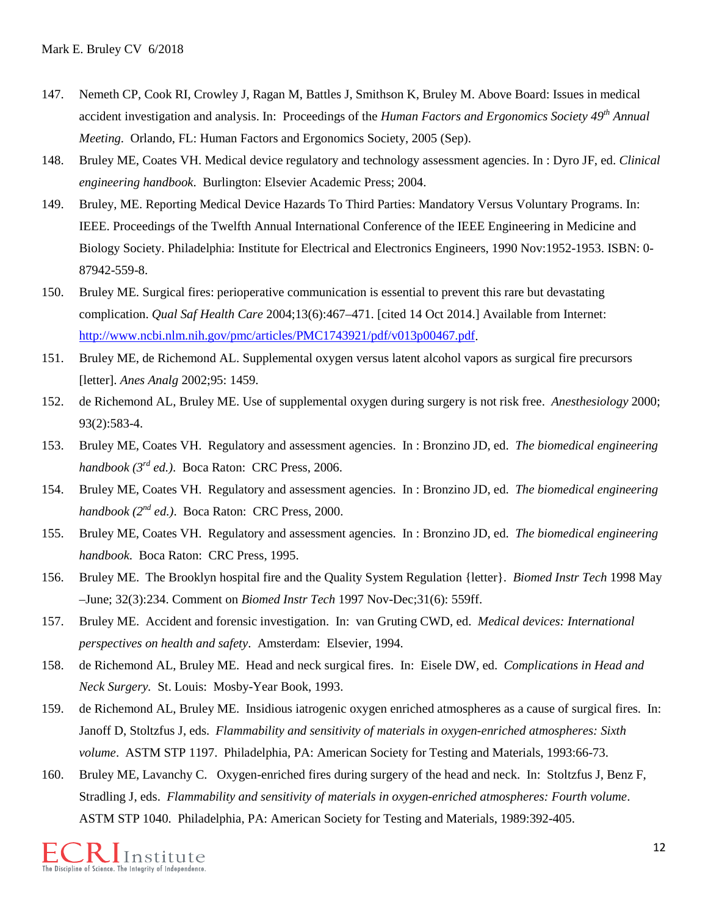147. Nemeth CP, Cook RI, Crowley J, Ragan M, Battles J, Smithson K, Bruley M. Above Board: Issues in medical accident investigation and analysis. In: Proceedings of the *Human Factors and Ergonomics Society 49th Annual Meeting*. Orlando, FL: Human Factors and Ergonomics Society, 2005 (Sep).
148. Bruley ME, Coates VH. Medical device regulatory and technology assessment agencies. In : Dyro JF, ed. *Clinical engineering handbook*. Burlington: Elsevier Academic Press; 2004.
149. Bruley, ME. Reporting Medical Device Hazards To Third Parties: Mandatory Versus Voluntary Programs. In: IEEE. Proceedings of the Twelfth Annual International Conference of the IEEE Engineering in Medicine and Biology Society. Philadelphia: Institute for Electrical and Electronics Engineers, 1990 Nov:1952-1953. ISBN: 0-87942-559-8.
150. Bruley ME. Surgical fires: perioperative communication is essential to prevent this rare but devastating complication. *Qual Saf Health Care* 2004;13(6):467–471. [cited 14 Oct 2014.] Available from Internet: [http://www.ncbi.nlm.nih.gov/pmc/articles/PMC1743921/pdf/v013p00467.pdf](http://www.ncbi.nlm.nih.gov/pmc/articles/PMC1743921/pdf/v013p00467.pdf).
151. Bruley ME, de Richemond AL. Supplemental oxygen versus latent alcohol vapors as surgical fire precursors [letter]. *Anes Analg* 2002;95: 1459.
152. de Richemond AL, Bruley ME. Use of supplemental oxygen during surgery is not risk free. *Anesthesiology* 2000; 93(2):583-4.
153. Bruley ME, Coates VH. Regulatory and assessment agencies. In : Bronzino JD, ed. *The biomedical engineering handbook (3rd ed.)*. Boca Raton: CRC Press, 2006.
154. Bruley ME, Coates VH. Regulatory and assessment agencies. In : Bronzino JD, ed. *The biomedical engineering handbook (2nd ed.)*. Boca Raton: CRC Press, 2000.
155. Bruley ME, Coates VH. Regulatory and assessment agencies. In : Bronzino JD, ed. *The biomedical engineering handbook.* Boca Raton: CRC Press, 1995.
156. Bruley ME. The Brooklyn hospital fire and the Quality System Regulation {letter}. *Biomed Instr Tech* 1998 May –June; 32(3):234. Comment on *Biomed Instr Tech* 1997 Nov-Dec;31(6): 559ff.
157. Bruley ME. Accident and forensic investigation. In: van Gruting CWD, ed. *Medical devices: International perspectives on health and safety*. Amsterdam: Elsevier, 1994.
158. de Richemond AL, Bruley ME. Head and neck surgical fires. In: Eisele DW, ed. *Complications in Head and Neck Surgery.* St. Louis: Mosby-Year Book, 1993.
159. de Richemond AL, Bruley ME. Insidious iatrogenic oxygen enriched atmospheres as a cause of surgical fires. In: Janoff D, Stoltzfus J, eds. *Flammability and sensitivity of materials in oxygen-enriched atmospheres: Sixth volume*. ASTM STP 1197. Philadelphia, PA: American Society for Testing and Materials, 1993:66-73.
160. Bruley ME, Lavanchy C. Oxygen-enriched fires during surgery of the head and neck. In: Stoltzfus J, Benz F, Stradling J, eds. *Flammability and sensitivity of materials in oxygen-enriched atmospheres: Fourth volume*. ASTM STP 1040. Philadelphia, PA: American Society for Testing and Materials, 1989:392-405.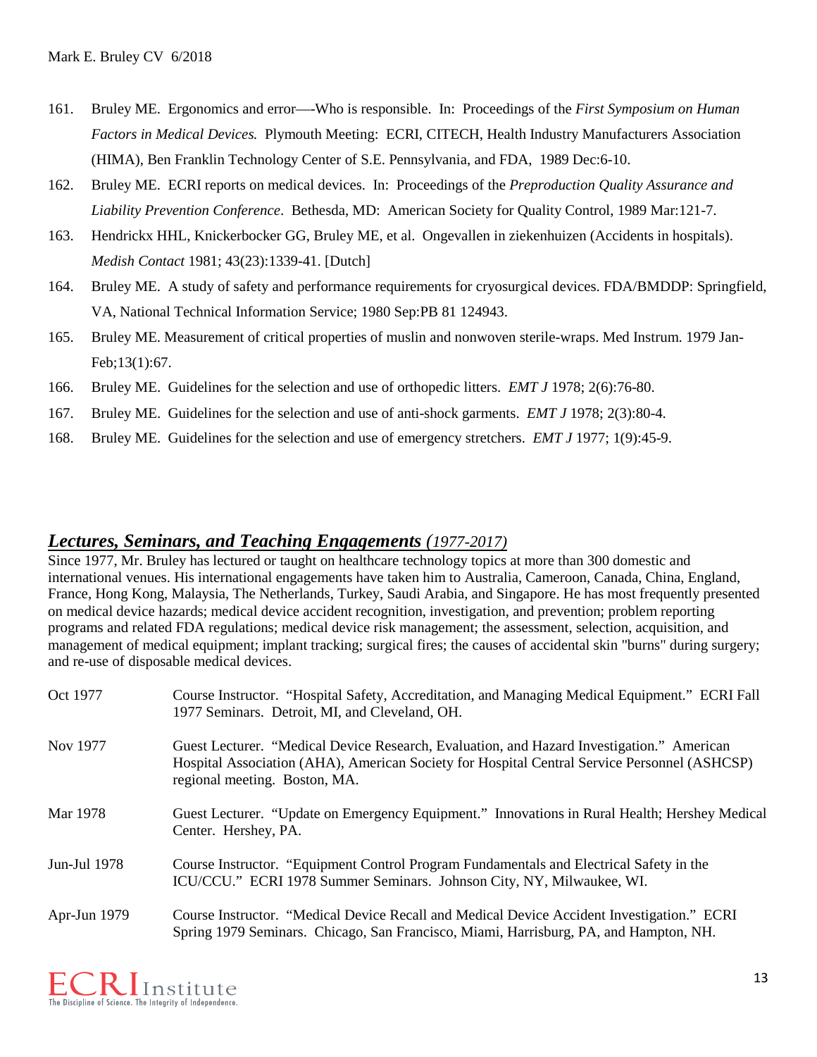161. Bruley ME. Ergonomics and error—-Who is responsible. In: Proceedings of the *First Symposium on Human Factors in Medical Devices.* Plymouth Meeting: ECRI, CITECH, Health Industry Manufacturers Association (HIMA), Ben Franklin Technology Center of S.E. Pennsylvania, and FDA, 1989 Dec:6-10.
162. Bruley ME. ECRI reports on medical devices. In: Proceedings of the *Preproduction Quality Assurance and Liability Prevention Conference*. Bethesda, MD: American Society for Quality Control, 1989 Mar:121-7.
163. Hendrickx HHL, Knickerbocker GG, Bruley ME, et al. Ongevallen in ziekenhuizen (Accidents in hospitals). *Medish Contact* 1981; 43(23):1339-41. [Dutch]
164. Bruley ME. A study of safety and performance requirements for cryosurgical devices. FDA/BMDDP: Springfield, VA, National Technical Information Service; 1980 Sep:PB 81 124943.
165. Bruley ME. Measurement of critical properties of muslin and nonwoven sterile-wraps. Med Instrum. 1979 Jan-Feb;13(1):67.
166. Bruley ME. Guidelines for the selection and use of orthopedic litters. *EMT J* 1978; 2(6):76-80.
167. Bruley ME. Guidelines for the selection and use of anti-shock garments. *EMT J* 1978; 2(3):80-4.
168. Bruley ME. Guidelines for the selection and use of emergency stretchers. *EMT J* 1977; 1(9):45-9.

## ***Lectures, Seminars, and Teaching Engagements*** *(1977-2017)*

Since 1977, Mr. Bruley has lectured or taught on healthcare technology topics at more than 300 domestic and international venues. His international engagements have taken him to Australia, Cameroon, Canada, China, England, France, Hong Kong, Malaysia, The Netherlands, Turkey, Saudi Arabia, and Singapore. He has most frequently presented on medical device hazards; medical device accident recognition, investigation, and prevention; problem reporting programs and related FDA regulations; medical device risk management; the assessment, selection, acquisition, and management of medical equipment; implant tracking; surgical fires; the causes of accidental skin "burns" during surgery; and re-use of disposable medical devices.

| | |
|---|---|
| Oct 1977 | Course Instructor. "Hospital Safety, Accreditation, and Managing Medical Equipment." ECRI Fall 1977 Seminars. Detroit, MI, and Cleveland, OH. |
| Nov 1977 | Guest Lecturer. "Medical Device Research, Evaluation, and Hazard Investigation." American Hospital Association (AHA), American Society for Hospital Central Service Personnel (ASHCSP) regional meeting. Boston, MA. |
| Mar 1978 | Guest Lecturer. "Update on Emergency Equipment." Innovations in Rural Health; Hershey Medical Center. Hershey, PA. |
| Jun-Jul 1978 | Course Instructor. "Equipment Control Program Fundamentals and Electrical Safety in the ICU/CCU." ECRI 1978 Summer Seminars. Johnson City, NY, Milwaukee, WI. |
| Apr-Jun 1979 | Course Instructor. "Medical Device Recall and Medical Device Accident Investigation." ECRI Spring 1979 Seminars. Chicago, San Francisco, Miami, Harrisburg, PA, and Hampton, NH. |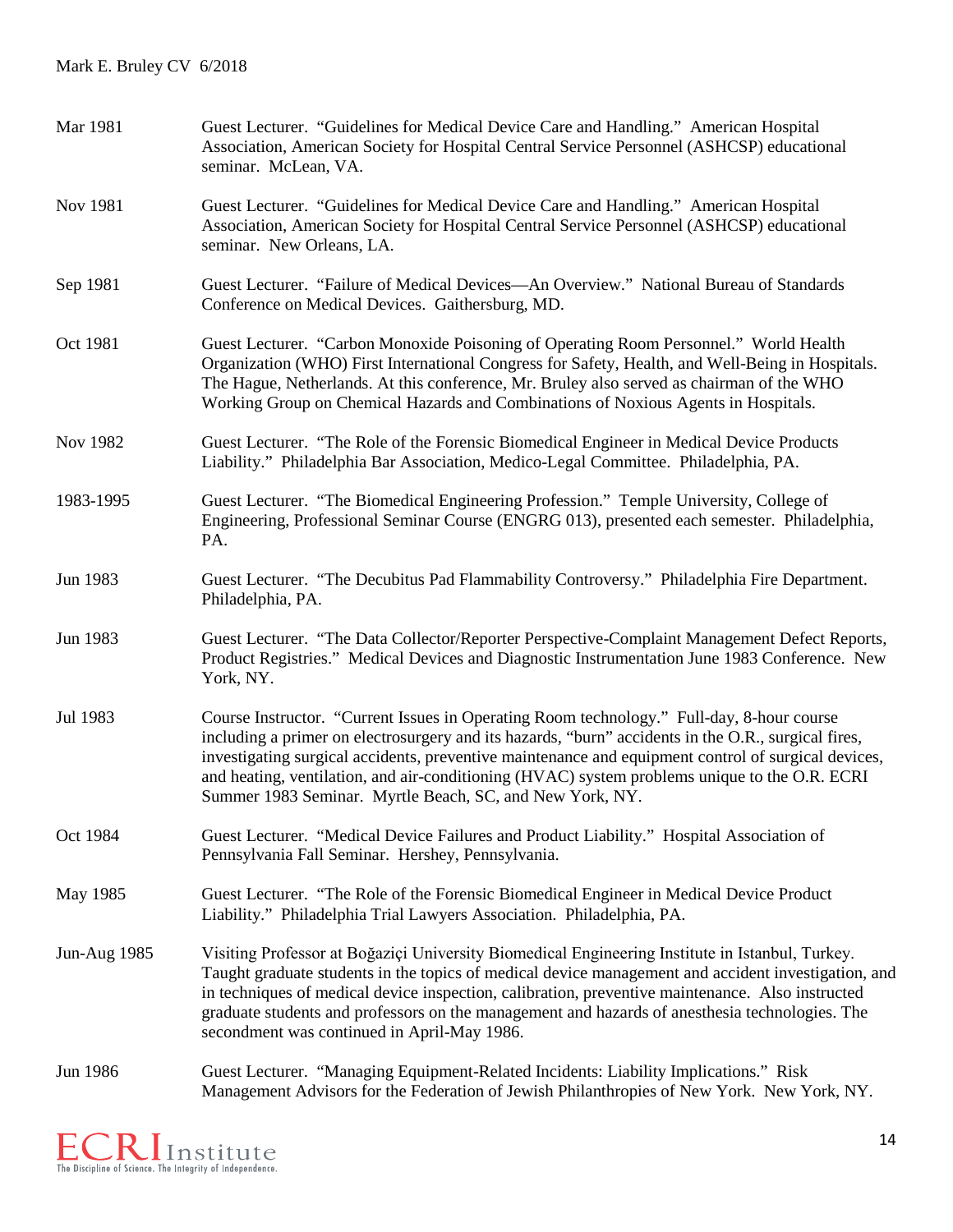| | |
|---|---|
| Mar 1981 | Guest Lecturer. "Guidelines for Medical Device Care and Handling." American Hospital Association, American Society for Hospital Central Service Personnel (ASHCSP) educational seminar. McLean, VA. |
| Nov 1981 | Guest Lecturer. "Guidelines for Medical Device Care and Handling." American Hospital Association, American Society for Hospital Central Service Personnel (ASHCSP) educational seminar. New Orleans, LA. |
| Sep 1981 | Guest Lecturer. "Failure of Medical Devices—An Overview." National Bureau of Standards Conference on Medical Devices. Gaithersburg, MD. |
| Oct 1981 | Guest Lecturer. "Carbon Monoxide Poisoning of Operating Room Personnel." World Health Organization (WHO) First International Congress for Safety, Health, and Well-Being in Hospitals. The Hague, Netherlands. At this conference, Mr. Bruley also served as chairman of the WHO Working Group on Chemical Hazards and Combinations of Noxious Agents in Hospitals. |
| Nov 1982 | Guest Lecturer. "The Role of the Forensic Biomedical Engineer in Medical Device Products Liability." Philadelphia Bar Association, Medico-Legal Committee. Philadelphia, PA. |
| 1983-1995 | Guest Lecturer. "The Biomedical Engineering Profession." Temple University, College of Engineering, Professional Seminar Course (ENGRG 013), presented each semester. Philadelphia, PA. |
| Jun 1983 | Guest Lecturer. "The Decubitus Pad Flammability Controversy." Philadelphia Fire Department. Philadelphia, PA. |
| Jun 1983 | Guest Lecturer. "The Data Collector/Reporter Perspective-Complaint Management Defect Reports, Product Registries." Medical Devices and Diagnostic Instrumentation June 1983 Conference. New York, NY. |
| Jul 1983 | Course Instructor. "Current Issues in Operating Room technology." Full-day, 8-hour course including a primer on electrosurgery and its hazards, "burn" accidents in the O.R., surgical fires, investigating surgical accidents, preventive maintenance and equipment control of surgical devices, and heating, ventilation, and air-conditioning (HVAC) system problems unique to the O.R. ECRI Summer 1983 Seminar. Myrtle Beach, SC, and New York, NY. |
| Oct 1984 | Guest Lecturer. "Medical Device Failures and Product Liability." Hospital Association of Pennsylvania Fall Seminar. Hershey, Pennsylvania. |
| May 1985 | Guest Lecturer. "The Role of the Forensic Biomedical Engineer in Medical Device Product Liability." Philadelphia Trial Lawyers Association. Philadelphia, PA. |
| Jun-Aug 1985 | Visiting Professor at Boğaziçi University Biomedical Engineering Institute in Istanbul, Turkey. Taught graduate students in the topics of medical device management and accident investigation, and in techniques of medical device inspection, calibration, preventive maintenance. Also instructed graduate students and professors on the management and hazards of anesthesia technologies. The secondment was continued in April-May 1986. |
| Jun 1986 | Guest Lecturer. "Managing Equipment-Related Incidents: Liability Implications." Risk Management Advisors for the Federation of Jewish Philanthropies of New York. New York, NY. |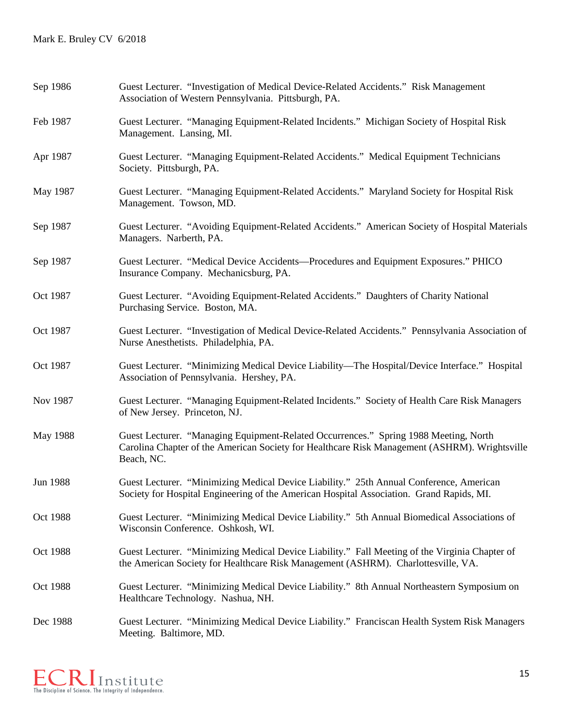| | |
|---|---|
| Sep 1986 | Guest Lecturer. "Investigation of Medical Device-Related Accidents." Risk Management Association of Western Pennsylvania. Pittsburgh, PA. |
| Feb 1987 | Guest Lecturer. "Managing Equipment-Related Incidents." Michigan Society of Hospital Risk Management. Lansing, MI. |
| Apr 1987 | Guest Lecturer. "Managing Equipment-Related Accidents." Medical Equipment Technicians Society. Pittsburgh, PA. |
| May 1987 | Guest Lecturer. "Managing Equipment-Related Accidents." Maryland Society for Hospital Risk Management. Towson, MD. |
| Sep 1987 | Guest Lecturer. "Avoiding Equipment-Related Accidents." American Society of Hospital Materials Managers. Narberth, PA. |
| Sep 1987 | Guest Lecturer. "Medical Device Accidents—Procedures and Equipment Exposures." PHICO Insurance Company. Mechanicsburg, PA. |
| Oct 1987 | Guest Lecturer. "Avoiding Equipment-Related Accidents." Daughters of Charity National Purchasing Service. Boston, MA. |
| Oct 1987 | Guest Lecturer. "Investigation of Medical Device-Related Accidents." Pennsylvania Association of Nurse Anesthetists. Philadelphia, PA. |
| Oct 1987 | Guest Lecturer. "Minimizing Medical Device Liability—The Hospital/Device Interface." Hospital Association of Pennsylvania. Hershey, PA. |
| Nov 1987 | Guest Lecturer. "Managing Equipment-Related Incidents." Society of Health Care Risk Managers of New Jersey. Princeton, NJ. |
| May 1988 | Guest Lecturer. "Managing Equipment-Related Occurrences." Spring 1988 Meeting, North Carolina Chapter of the American Society for Healthcare Risk Management (ASHRM). Wrightsville Beach, NC. |
| Jun 1988 | Guest Lecturer. "Minimizing Medical Device Liability." 25th Annual Conference, American Society for Hospital Engineering of the American Hospital Association. Grand Rapids, MI. |
| Oct 1988 | Guest Lecturer. "Minimizing Medical Device Liability." 5th Annual Biomedical Associations of Wisconsin Conference. Oshkosh, WI. |
| Oct 1988 | Guest Lecturer. "Minimizing Medical Device Liability." Fall Meeting of the Virginia Chapter of the American Society for Healthcare Risk Management (ASHRM). Charlottesville, VA. |
| Oct 1988 | Guest Lecturer. "Minimizing Medical Device Liability." 8th Annual Northeastern Symposium on Healthcare Technology. Nashua, NH. |
| Dec 1988 | Guest Lecturer. "Minimizing Medical Device Liability." Franciscan Health System Risk Managers Meeting. Baltimore, MD. |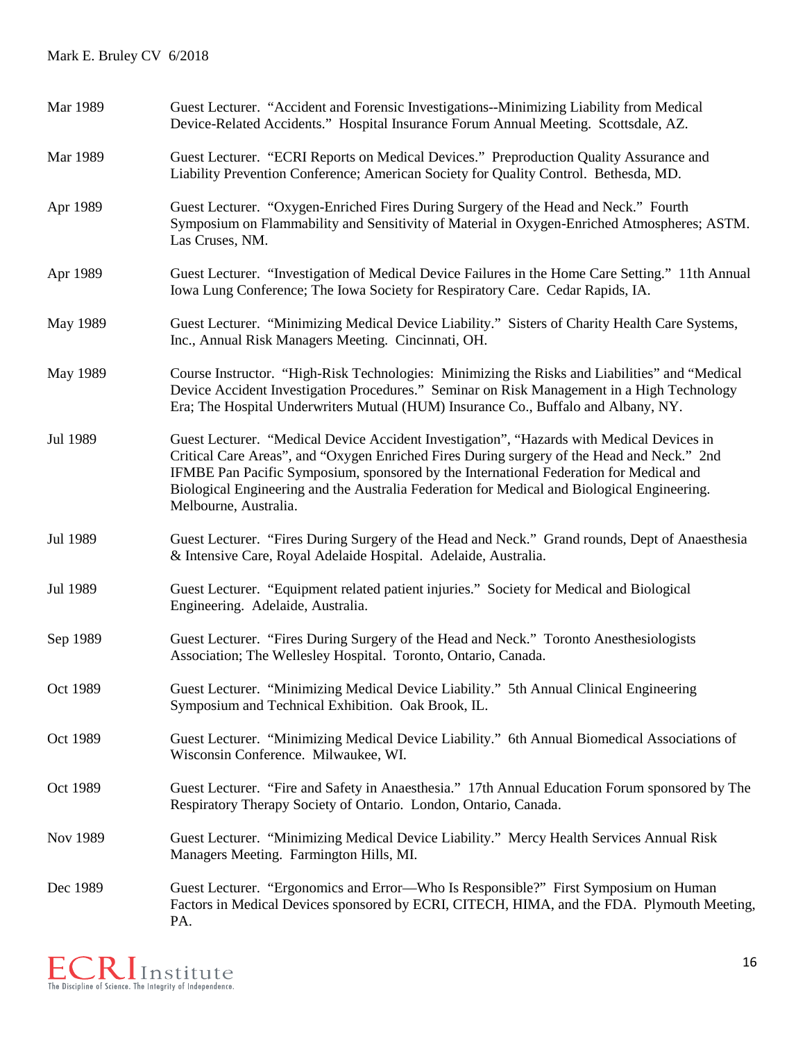| | |
|---|---|
| Mar 1989 | Guest Lecturer. “Accident and Forensic Investigations--Minimizing Liability from Medical Device-Related Accidents.” Hospital Insurance Forum Annual Meeting. Scottsdale, AZ. |
| Mar 1989 | Guest Lecturer. “ECRI Reports on Medical Devices.” Preproduction Quality Assurance and Liability Prevention Conference; American Society for Quality Control. Bethesda, MD. |
| Apr 1989 | Guest Lecturer. “Oxygen-Enriched Fires During Surgery of the Head and Neck.” Fourth Symposium on Flammability and Sensitivity of Material in Oxygen-Enriched Atmospheres; ASTM. Las Cruses, NM. |
| Apr 1989 | Guest Lecturer. “Investigation of Medical Device Failures in the Home Care Setting.” 11th Annual Iowa Lung Conference; The Iowa Society for Respiratory Care. Cedar Rapids, IA. |
| May 1989 | Guest Lecturer. “Minimizing Medical Device Liability.” Sisters of Charity Health Care Systems, Inc., Annual Risk Managers Meeting. Cincinnati, OH. |
| May 1989 | Course Instructor. “High-Risk Technologies: Minimizing the Risks and Liabilities” and “Medical Device Accident Investigation Procedures.” Seminar on Risk Management in a High Technology Era; The Hospital Underwriters Mutual (HUM) Insurance Co., Buffalo and Albany, NY. |
| Jul 1989 | Guest Lecturer. “Medical Device Accident Investigation”, “Hazards with Medical Devices in Critical Care Areas”, and “Oxygen Enriched Fires During surgery of the Head and Neck.” 2nd IFMBE Pan Pacific Symposium, sponsored by the International Federation for Medical and Biological Engineering and the Australia Federation for Medical and Biological Engineering. Melbourne, Australia. |
| Jul 1989 | Guest Lecturer. “Fires During Surgery of the Head and Neck.” Grand rounds, Dept of Anaesthesia & Intensive Care, Royal Adelaide Hospital. Adelaide, Australia. |
| Jul 1989 | Guest Lecturer. “Equipment related patient injuries.” Society for Medical and Biological Engineering. Adelaide, Australia. |
| Sep 1989 | Guest Lecturer. “Fires During Surgery of the Head and Neck.” Toronto Anesthesiologists Association; The Wellesley Hospital. Toronto, Ontario, Canada. |
| Oct 1989 | Guest Lecturer. “Minimizing Medical Device Liability.” 5th Annual Clinical Engineering Symposium and Technical Exhibition. Oak Brook, IL. |
| Oct 1989 | Guest Lecturer. “Minimizing Medical Device Liability.” 6th Annual Biomedical Associations of Wisconsin Conference. Milwaukee, WI. |
| Oct 1989 | Guest Lecturer. “Fire and Safety in Anaesthesia.” 17th Annual Education Forum sponsored by The Respiratory Therapy Society of Ontario. London, Ontario, Canada. |
| Nov 1989 | Guest Lecturer. “Minimizing Medical Device Liability.” Mercy Health Services Annual Risk Managers Meeting. Farmington Hills, MI. |
| Dec 1989 | Guest Lecturer. “Ergonomics and Error—Who Is Responsible?” First Symposium on Human Factors in Medical Devices sponsored by ECRI, CITECH, HIMA, and the FDA. Plymouth Meeting, PA. |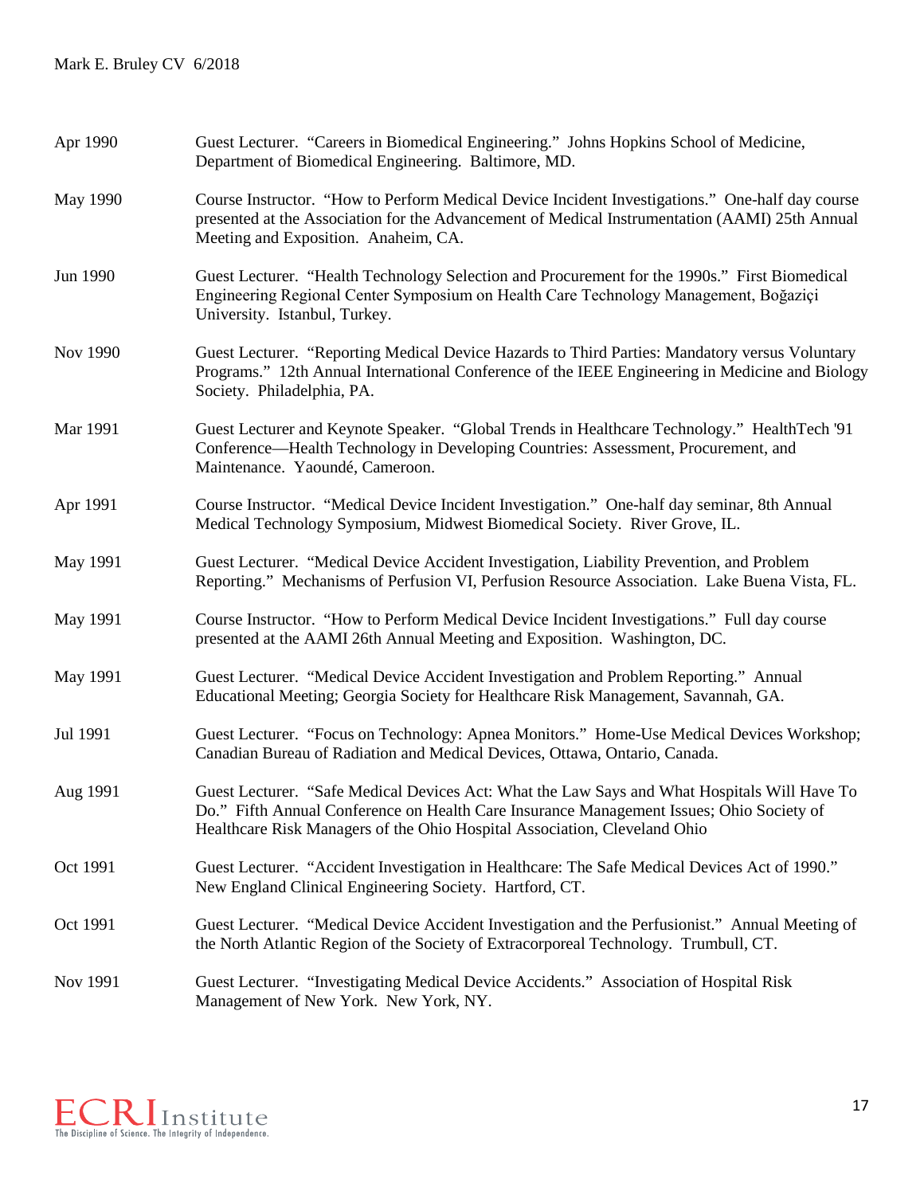Apr 1990 Guest Lecturer. "Careers in Biomedical Engineering." Johns Hopkins School of Medicine, Department of Biomedical Engineering. Baltimore, MD.

May 1990 Course Instructor. "How to Perform Medical Device Incident Investigations." One-half day course presented at the Association for the Advancement of Medical Instrumentation (AAMI) 25th Annual Meeting and Exposition. Anaheim, CA.

Jun 1990 Guest Lecturer. "Health Technology Selection and Procurement for the 1990s." First Biomedical Engineering Regional Center Symposium on Health Care Technology Management, Boğaziçi University. Istanbul, Turkey.

Nov 1990 Guest Lecturer. "Reporting Medical Device Hazards to Third Parties: Mandatory versus Voluntary Programs." 12th Annual International Conference of the IEEE Engineering in Medicine and Biology Society. Philadelphia, PA.

Mar 1991 Guest Lecturer and Keynote Speaker. "Global Trends in Healthcare Technology." HealthTech '91 Conference—Health Technology in Developing Countries: Assessment, Procurement, and Maintenance. Yaoundé, Cameroon.

Apr 1991 Course Instructor. "Medical Device Incident Investigation." One-half day seminar, 8th Annual Medical Technology Symposium, Midwest Biomedical Society. River Grove, IL.

May 1991 Guest Lecturer. "Medical Device Accident Investigation, Liability Prevention, and Problem Reporting." Mechanisms of Perfusion VI, Perfusion Resource Association. Lake Buena Vista, FL.

May 1991 Course Instructor. "How to Perform Medical Device Incident Investigations." Full day course presented at the AAMI 26th Annual Meeting and Exposition. Washington, DC.

May 1991 Guest Lecturer. "Medical Device Accident Investigation and Problem Reporting." Annual Educational Meeting; Georgia Society for Healthcare Risk Management, Savannah, GA.

Jul 1991 Guest Lecturer. "Focus on Technology: Apnea Monitors." Home-Use Medical Devices Workshop; Canadian Bureau of Radiation and Medical Devices, Ottawa, Ontario, Canada.

Aug 1991 Guest Lecturer. "Safe Medical Devices Act: What the Law Says and What Hospitals Will Have To Do." Fifth Annual Conference on Health Care Insurance Management Issues; Ohio Society of Healthcare Risk Managers of the Ohio Hospital Association, Cleveland Ohio

Oct 1991 Guest Lecturer. "Accident Investigation in Healthcare: The Safe Medical Devices Act of 1990." New England Clinical Engineering Society. Hartford, CT.

Oct 1991 Guest Lecturer. "Medical Device Accident Investigation and the Perfusionist." Annual Meeting of the North Atlantic Region of the Society of Extracorporeal Technology. Trumbull, CT.

Nov 1991 Guest Lecturer. "Investigating Medical Device Accidents." Association of Hospital Risk Management of New York. New York, NY.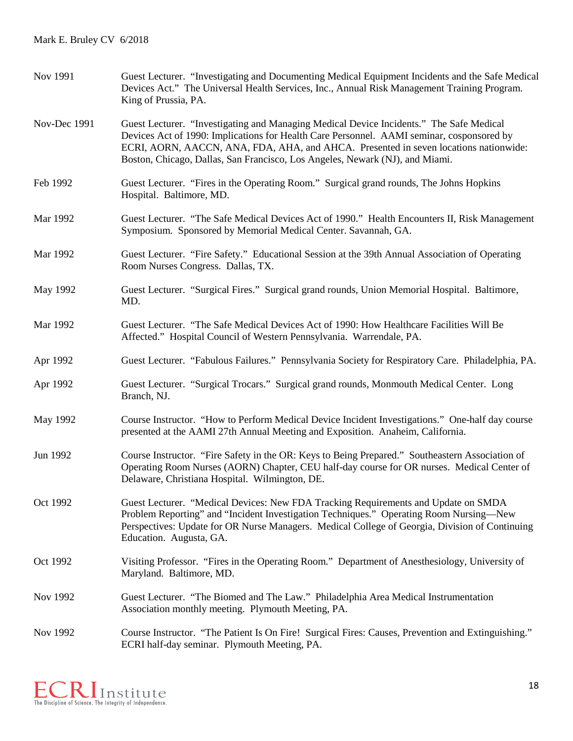| | |
|---|---|
| Nov 1991 | Guest Lecturer. "Investigating and Documenting Medical Equipment Incidents and the Safe Medical Devices Act." The Universal Health Services, Inc., Annual Risk Management Training Program. King of Prussia, PA. |
| Nov-Dec 1991 | Guest Lecturer. "Investigating and Managing Medical Device Incidents." The Safe Medical Devices Act of 1990: Implications for Health Care Personnel. AAMI seminar, cosponsored by ECRI, AORN, AACCN, ANA, FDA, AHA, and AHCA. Presented in seven locations nationwide: Boston, Chicago, Dallas, San Francisco, Los Angeles, Newark (NJ), and Miami. |
| Feb 1992 | Guest Lecturer. "Fires in the Operating Room." Surgical grand rounds, The Johns Hopkins Hospital. Baltimore, MD. |
| Mar 1992 | Guest Lecturer. "The Safe Medical Devices Act of 1990." Health Encounters II, Risk Management Symposium. Sponsored by Memorial Medical Center. Savannah, GA. |
| Mar 1992 | Guest Lecturer. "Fire Safety." Educational Session at the 39th Annual Association of Operating Room Nurses Congress. Dallas, TX. |
| May 1992 | Guest Lecturer. "Surgical Fires." Surgical grand rounds, Union Memorial Hospital. Baltimore, MD. |
| Mar 1992 | Guest Lecturer. "The Safe Medical Devices Act of 1990: How Healthcare Facilities Will Be Affected." Hospital Council of Western Pennsylvania. Warrendale, PA. |
| Apr 1992 | Guest Lecturer. "Fabulous Failures." Pennsylvania Society for Respiratory Care. Philadelphia, PA. |
| Apr 1992 | Guest Lecturer. "Surgical Trocars." Surgical grand rounds, Monmouth Medical Center. Long Branch, NJ. |
| May 1992 | Course Instructor. "How to Perform Medical Device Incident Investigations." One-half day course presented at the AAMI 27th Annual Meeting and Exposition. Anaheim, California. |
| Jun 1992 | Course Instructor. "Fire Safety in the OR: Keys to Being Prepared." Southeastern Association of Operating Room Nurses (AORN) Chapter, CEU half-day course for OR nurses. Medical Center of Delaware, Christiana Hospital. Wilmington, DE. |
| Oct 1992 | Guest Lecturer. "Medical Devices: New FDA Tracking Requirements and Update on SMDA Problem Reporting" and "Incident Investigation Techniques." Operating Room Nursing—New Perspectives: Update for OR Nurse Managers. Medical College of Georgia, Division of Continuing Education. Augusta, GA. |
| Oct 1992 | Visiting Professor. "Fires in the Operating Room." Department of Anesthesiology, University of Maryland. Baltimore, MD. |
| Nov 1992 | Guest Lecturer. "The Biomed and The Law." Philadelphia Area Medical Instrumentation Association monthly meeting. Plymouth Meeting, PA. |
| Nov 1992 | Course Instructor. "The Patient Is On Fire! Surgical Fires: Causes, Prevention and Extinguishing." ECRI half-day seminar. Plymouth Meeting, PA. |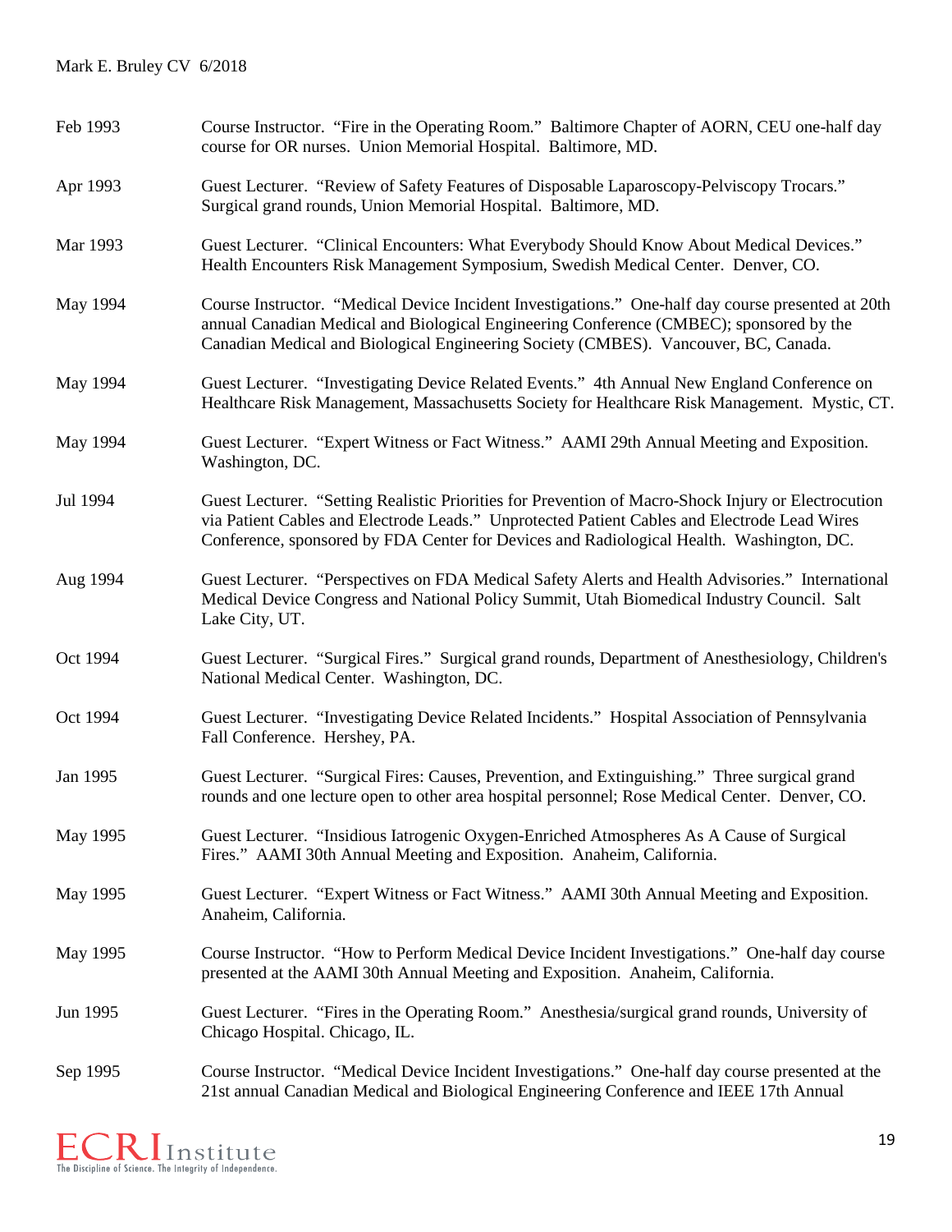| | |
|---|---|
| Feb 1993 | Course Instructor. "Fire in the Operating Room." Baltimore Chapter of AORN, CEU one-half day course for OR nurses. Union Memorial Hospital. Baltimore, MD. |
| Apr 1993 | Guest Lecturer. "Review of Safety Features of Disposable Laparoscopy-Pelviscopy Trocars." Surgical grand rounds, Union Memorial Hospital. Baltimore, MD. |
| Mar 1993 | Guest Lecturer. "Clinical Encounters: What Everybody Should Know About Medical Devices." Health Encounters Risk Management Symposium, Swedish Medical Center. Denver, CO. |
| May 1994 | Course Instructor. "Medical Device Incident Investigations." One-half day course presented at 20th annual Canadian Medical and Biological Engineering Conference (CMBEC); sponsored by the Canadian Medical and Biological Engineering Society (CMBES). Vancouver, BC, Canada. |
| May 1994 | Guest Lecturer. "Investigating Device Related Events." 4th Annual New England Conference on Healthcare Risk Management, Massachusetts Society for Healthcare Risk Management. Mystic, CT. |
| May 1994 | Guest Lecturer. "Expert Witness or Fact Witness." AAMI 29th Annual Meeting and Exposition. Washington, DC. |
| Jul 1994 | Guest Lecturer. "Setting Realistic Priorities for Prevention of Macro-Shock Injury or Electrocution via Patient Cables and Electrode Leads." Unprotected Patient Cables and Electrode Lead Wires Conference, sponsored by FDA Center for Devices and Radiological Health. Washington, DC. |
| Aug 1994 | Guest Lecturer. "Perspectives on FDA Medical Safety Alerts and Health Advisories." International Medical Device Congress and National Policy Summit, Utah Biomedical Industry Council. Salt Lake City, UT. |
| Oct 1994 | Guest Lecturer. "Surgical Fires." Surgical grand rounds, Department of Anesthesiology, Children's National Medical Center. Washington, DC. |
| Oct 1994 | Guest Lecturer. "Investigating Device Related Incidents." Hospital Association of Pennsylvania Fall Conference. Hershey, PA. |
| Jan 1995 | Guest Lecturer. "Surgical Fires: Causes, Prevention, and Extinguishing." Three surgical grand rounds and one lecture open to other area hospital personnel; Rose Medical Center. Denver, CO. |
| May 1995 | Guest Lecturer. "Insidious Iatrogenic Oxygen-Enriched Atmospheres As A Cause of Surgical Fires." AAMI 30th Annual Meeting and Exposition. Anaheim, California. |
| May 1995 | Guest Lecturer. "Expert Witness or Fact Witness." AAMI 30th Annual Meeting and Exposition. Anaheim, California. |
| May 1995 | Course Instructor. "How to Perform Medical Device Incident Investigations." One-half day course presented at the AAMI 30th Annual Meeting and Exposition. Anaheim, California. |
| Jun 1995 | Guest Lecturer. "Fires in the Operating Room." Anesthesia/surgical grand rounds, University of Chicago Hospital. Chicago, IL. |
| Sep 1995 | Course Instructor. "Medical Device Incident Investigations." One-half day course presented at the 21st annual Canadian Medical and Biological Engineering Conference and IEEE 17th Annual |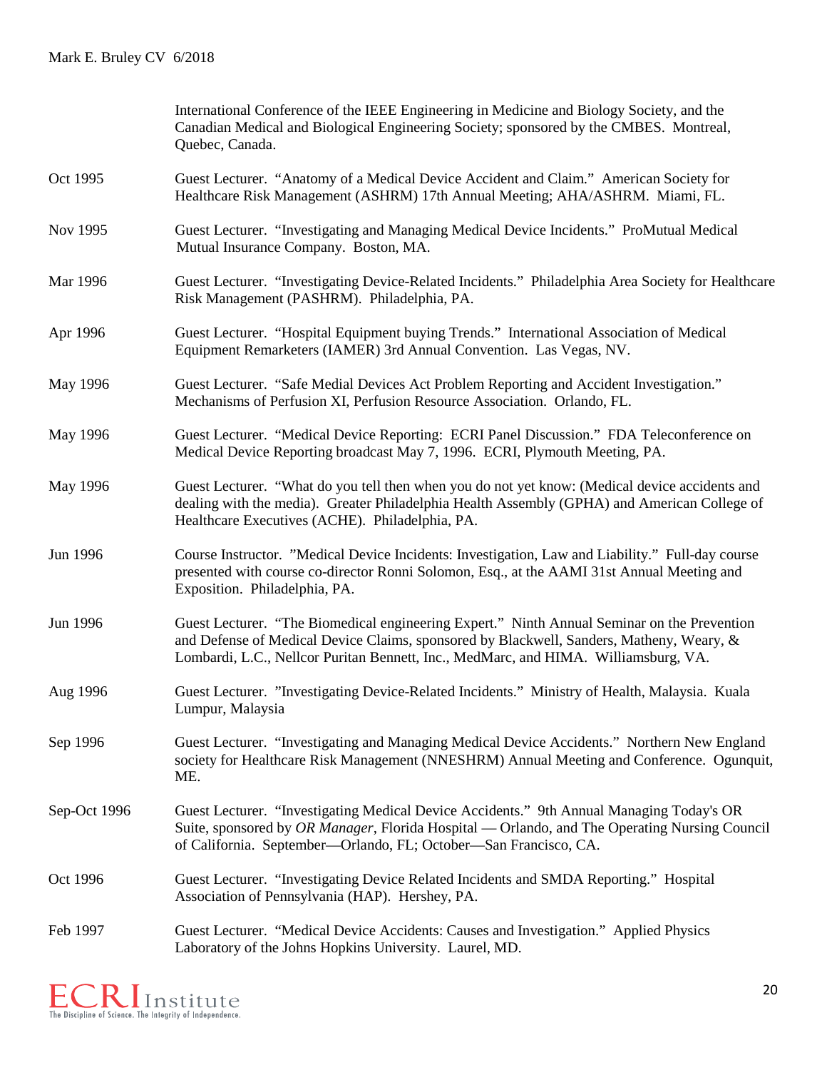| | |
|---|---|
| | International Conference of the IEEE Engineering in Medicine and Biology Society, and the Canadian Medical and Biological Engineering Society; sponsored by the CMBES. Montreal, Quebec, Canada. |
| Oct 1995 | Guest Lecturer. "Anatomy of a Medical Device Accident and Claim." American Society for Healthcare Risk Management (ASHRM) 17th Annual Meeting; AHA/ASHRM. Miami, FL. |
| Nov 1995 | Guest Lecturer. "Investigating and Managing Medical Device Incidents." ProMutual Medical Mutual Insurance Company. Boston, MA. |
| Mar 1996 | Guest Lecturer. "Investigating Device-Related Incidents." Philadelphia Area Society for Healthcare Risk Management (PASHRM). Philadelphia, PA. |
| Apr 1996 | Guest Lecturer. "Hospital Equipment buying Trends." International Association of Medical Equipment Remarketers (IAMER) 3rd Annual Convention. Las Vegas, NV. |
| May 1996 | Guest Lecturer. "Safe Medial Devices Act Problem Reporting and Accident Investigation." Mechanisms of Perfusion XI, Perfusion Resource Association. Orlando, FL. |
| May 1996 | Guest Lecturer. "Medical Device Reporting: ECRI Panel Discussion." FDA Teleconference on Medical Device Reporting broadcast May 7, 1996. ECRI, Plymouth Meeting, PA. |
| May 1996 | Guest Lecturer. "What do you tell then when you do not yet know: (Medical device accidents and dealing with the media). Greater Philadelphia Health Assembly (GPHA) and American College of Healthcare Executives (ACHE). Philadelphia, PA. |
| Jun 1996 | Course Instructor. "Medical Device Incidents: Investigation, Law and Liability." Full-day course presented with course co-director Ronni Solomon, Esq., at the AAMI 31st Annual Meeting and Exposition. Philadelphia, PA. |
| Jun 1996 | Guest Lecturer. "The Biomedical engineering Expert." Ninth Annual Seminar on the Prevention and Defense of Medical Device Claims, sponsored by Blackwell, Sanders, Matheny, Weary, & Lombardi, L.C., Nellcor Puritan Bennett, Inc., MedMarc, and HIMA. Williamsburg, VA. |
| Aug 1996 | Guest Lecturer. "Investigating Device-Related Incidents." Ministry of Health, Malaysia. Kuala Lumpur, Malaysia |
| Sep 1996 | Guest Lecturer. "Investigating and Managing Medical Device Accidents." Northern New England society for Healthcare Risk Management (NNESHRM) Annual Meeting and Conference. Ogunquit, ME. |
| Sep-Oct 1996 | Guest Lecturer. "Investigating Medical Device Accidents." 9th Annual Managing Today's OR Suite, sponsored by *OR Manager*, Florida Hospital — Orlando, and The Operating Nursing Council of California. September—Orlando, FL; October—San Francisco, CA. |
| Oct 1996 | Guest Lecturer. "Investigating Device Related Incidents and SMDA Reporting." Hospital Association of Pennsylvania (HAP). Hershey, PA. |
| Feb 1997 | Guest Lecturer. "Medical Device Accidents: Causes and Investigation." Applied Physics Laboratory of the Johns Hopkins University. Laurel, MD. |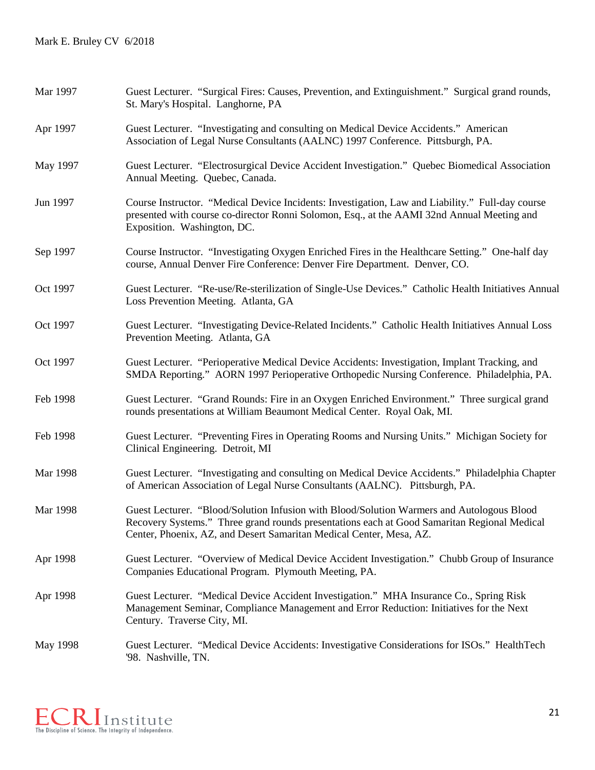| | |
|---|---|
| Mar 1997 | Guest Lecturer. “Surgical Fires: Causes, Prevention, and Extinguishment.” Surgical grand rounds, St. Mary's Hospital. Langhorne, PA |
| Apr 1997 | Guest Lecturer. “Investigating and consulting on Medical Device Accidents.” American Association of Legal Nurse Consultants (AALNC) 1997 Conference. Pittsburgh, PA. |
| May 1997 | Guest Lecturer. “Electrosurgical Device Accident Investigation.” Quebec Biomedical Association Annual Meeting. Quebec, Canada. |
| Jun 1997 | Course Instructor. “Medical Device Incidents: Investigation, Law and Liability.” Full-day course presented with course co-director Ronni Solomon, Esq., at the AAMI 32nd Annual Meeting and Exposition. Washington, DC. |
| Sep 1997 | Course Instructor. “Investigating Oxygen Enriched Fires in the Healthcare Setting.” One-half day course, Annual Denver Fire Conference: Denver Fire Department. Denver, CO. |
| Oct 1997 | Guest Lecturer. “Re-use/Re-sterilization of Single-Use Devices.” Catholic Health Initiatives Annual Loss Prevention Meeting. Atlanta, GA |
| Oct 1997 | Guest Lecturer. “Investigating Device-Related Incidents.” Catholic Health Initiatives Annual Loss Prevention Meeting. Atlanta, GA |
| Oct 1997 | Guest Lecturer. “Perioperative Medical Device Accidents: Investigation, Implant Tracking, and SMDA Reporting.” AORN 1997 Perioperative Orthopedic Nursing Conference. Philadelphia, PA. |
| Feb 1998 | Guest Lecturer. “Grand Rounds: Fire in an Oxygen Enriched Environment.” Three surgical grand rounds presentations at William Beaumont Medical Center. Royal Oak, MI. |
| Feb 1998 | Guest Lecturer. “Preventing Fires in Operating Rooms and Nursing Units.” Michigan Society for Clinical Engineering. Detroit, MI |
| Mar 1998 | Guest Lecturer. “Investigating and consulting on Medical Device Accidents.” Philadelphia Chapter of American Association of Legal Nurse Consultants (AALNC). Pittsburgh, PA. |
| Mar 1998 | Guest Lecturer. “Blood/Solution Infusion with Blood/Solution Warmers and Autologous Blood Recovery Systems.” Three grand rounds presentations each at Good Samaritan Regional Medical Center, Phoenix, AZ, and Desert Samaritan Medical Center, Mesa, AZ. |
| Apr 1998 | Guest Lecturer. “Overview of Medical Device Accident Investigation.” Chubb Group of Insurance Companies Educational Program. Plymouth Meeting, PA. |
| Apr 1998 | Guest Lecturer. “Medical Device Accident Investigation.” MHA Insurance Co., Spring Risk Management Seminar, Compliance Management and Error Reduction: Initiatives for the Next Century. Traverse City, MI. |
| May 1998 | Guest Lecturer. “Medical Device Accidents: Investigative Considerations for ISOs.” HealthTech '98. Nashville, TN. |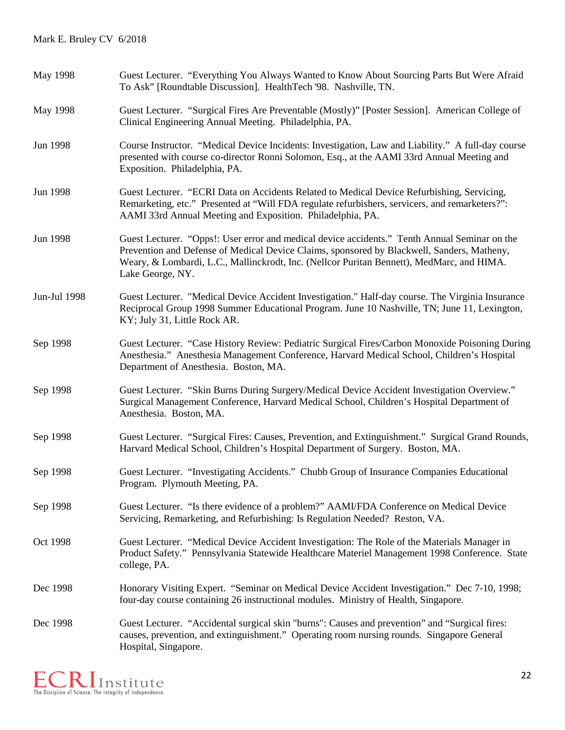May 1998 — Guest Lecturer. “Everything You Always Wanted to Know About Sourcing Parts But Were Afraid To Ask” [Roundtable Discussion]. HealthTech '98. Nashville, TN.

May 1998 — Guest Lecturer. “Surgical Fires Are Preventable (Mostly)” [Poster Session]. American College of Clinical Engineering Annual Meeting. Philadelphia, PA.

Jun 1998 — Course Instructor. “Medical Device Incidents: Investigation, Law and Liability.” A full-day course presented with course co-director Ronni Solomon, Esq., at the AAMI 33rd Annual Meeting and Exposition. Philadelphia, PA.

Jun 1998 — Guest Lecturer. “ECRI Data on Accidents Related to Medical Device Refurbishing, Servicing, Remarketing, etc.” Presented at “Will FDA regulate refurbishers, servicers, and remarketers?”: AAMI 33rd Annual Meeting and Exposition. Philadelphia, PA.

Jun 1998 — Guest Lecturer. “Opps!: User error and medical device accidents.” Tenth Annual Seminar on the Prevention and Defense of Medical Device Claims, sponsored by Blackwell, Sanders, Matheny, Weary, & Lombardi, L.C., Mallinckrodt, Inc. (Nellcor Puritan Bennett), MedMarc, and HIMA. Lake George, NY.

Jun-Jul 1998 — Guest Lecturer. "Medical Device Accident Investigation." Half-day course. The Virginia Insurance Reciprocal Group 1998 Summer Educational Program. June 10 Nashville, TN; June 11, Lexington, KY; July 31, Little Rock AR.

Sep 1998 — Guest Lecturer. “Case History Review: Pediatric Surgical Fires/Carbon Monoxide Poisoning During Anesthesia.” Anesthesia Management Conference, Harvard Medical School, Children’s Hospital Department of Anesthesia. Boston, MA.

Sep 1998 — Guest Lecturer. “Skin Burns During Surgery/Medical Device Accident Investigation Overview.” Surgical Management Conference, Harvard Medical School, Children’s Hospital Department of Anesthesia. Boston, MA.

Sep 1998 — Guest Lecturer. “Surgical Fires: Causes, Prevention, and Extinguishment.” Surgical Grand Rounds, Harvard Medical School, Children’s Hospital Department of Surgery. Boston, MA.

Sep 1998 — Guest Lecturer. “Investigating Accidents.” Chubb Group of Insurance Companies Educational Program. Plymouth Meeting, PA.

Sep 1998 — Guest Lecturer. “Is there evidence of a problem?” AAMI/FDA Conference on Medical Device Servicing, Remarketing, and Refurbishing: Is Regulation Needed? Reston, VA.

Oct 1998 — Guest Lecturer. “Medical Device Accident Investigation: The Role of the Materials Manager in Product Safety.” Pennsylvania Statewide Healthcare Materiel Management 1998 Conference. State college, PA.

Dec 1998 — Honorary Visiting Expert. “Seminar on Medical Device Accident Investigation.” Dec 7-10, 1998; four-day course containing 26 instructional modules. Ministry of Health, Singapore.

Dec 1998 — Guest Lecturer. “Accidental surgical skin "burns": Causes and prevention” and “Surgical fires: causes, prevention, and extinguishment.” Operating room nursing rounds. Singapore General Hospital, Singapore.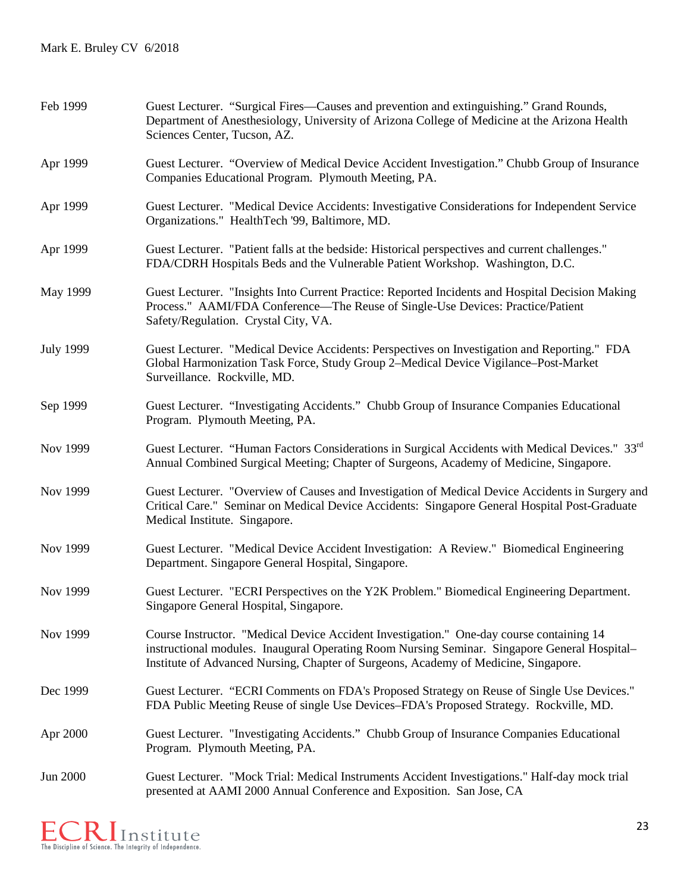| | |
|---|---|
| Feb 1999 | Guest Lecturer. "Surgical Fires—Causes and prevention and extinguishing." Grand Rounds, Department of Anesthesiology, University of Arizona College of Medicine at the Arizona Health Sciences Center, Tucson, AZ. |
| Apr 1999 | Guest Lecturer. "Overview of Medical Device Accident Investigation." Chubb Group of Insurance Companies Educational Program. Plymouth Meeting, PA. |
| Apr 1999 | Guest Lecturer. "Medical Device Accidents: Investigative Considerations for Independent Service Organizations." HealthTech '99, Baltimore, MD. |
| Apr 1999 | Guest Lecturer. "Patient falls at the bedside: Historical perspectives and current challenges." FDA/CDRH Hospitals Beds and the Vulnerable Patient Workshop. Washington, D.C. |
| May 1999 | Guest Lecturer. "Insights Into Current Practice: Reported Incidents and Hospital Decision Making Process." AAMI/FDA Conference—The Reuse of Single-Use Devices: Practice/Patient Safety/Regulation. Crystal City, VA. |
| July 1999 | Guest Lecturer. "Medical Device Accidents: Perspectives on Investigation and Reporting." FDA Global Harmonization Task Force, Study Group 2–Medical Device Vigilance–Post-Market Surveillance. Rockville, MD. |
| Sep 1999 | Guest Lecturer. "Investigating Accidents." Chubb Group of Insurance Companies Educational Program. Plymouth Meeting, PA. |
| Nov 1999 | Guest Lecturer. "Human Factors Considerations in Surgical Accidents with Medical Devices." 33rd Annual Combined Surgical Meeting; Chapter of Surgeons, Academy of Medicine, Singapore. |
| Nov 1999 | Guest Lecturer. "Overview of Causes and Investigation of Medical Device Accidents in Surgery and Critical Care." Seminar on Medical Device Accidents: Singapore General Hospital Post-Graduate Medical Institute. Singapore. |
| Nov 1999 | Guest Lecturer. "Medical Device Accident Investigation: A Review." Biomedical Engineering Department. Singapore General Hospital, Singapore. |
| Nov 1999 | Guest Lecturer. "ECRI Perspectives on the Y2K Problem." Biomedical Engineering Department. Singapore General Hospital, Singapore. |
| Nov 1999 | Course Instructor. "Medical Device Accident Investigation." One-day course containing 14 instructional modules. Inaugural Operating Room Nursing Seminar. Singapore General Hospital–Institute of Advanced Nursing, Chapter of Surgeons, Academy of Medicine, Singapore. |
| Dec 1999 | Guest Lecturer. "ECRI Comments on FDA's Proposed Strategy on Reuse of Single Use Devices." FDA Public Meeting Reuse of single Use Devices–FDA's Proposed Strategy. Rockville, MD. |
| Apr 2000 | Guest Lecturer. "Investigating Accidents." Chubb Group of Insurance Companies Educational Program. Plymouth Meeting, PA. |
| Jun 2000 | Guest Lecturer. "Mock Trial: Medical Instruments Accident Investigations." Half-day mock trial presented at AAMI 2000 Annual Conference and Exposition. San Jose, CA |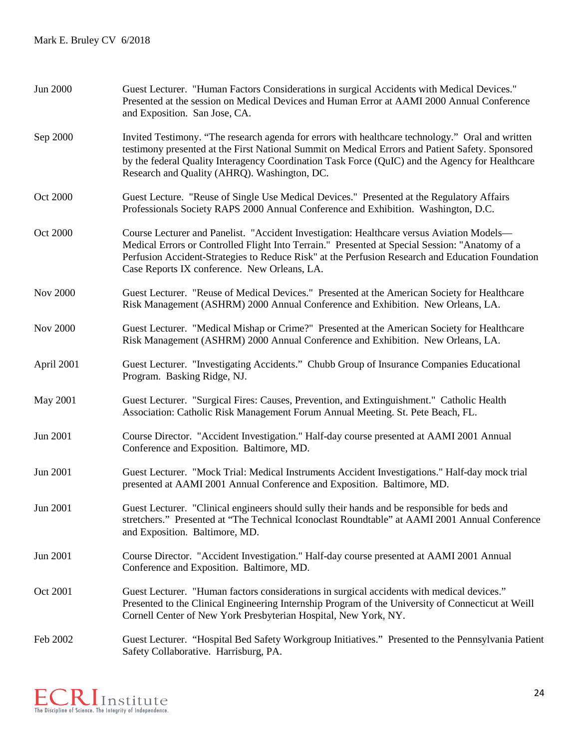Jun 2000 Guest Lecturer. "Human Factors Considerations in surgical Accidents with Medical Devices." Presented at the session on Medical Devices and Human Error at AAMI 2000 Annual Conference and Exposition. San Jose, CA.

Sep 2000 Invited Testimony. "The research agenda for errors with healthcare technology." Oral and written testimony presented at the First National Summit on Medical Errors and Patient Safety. Sponsored by the federal Quality Interagency Coordination Task Force (QuIC) and the Agency for Healthcare Research and Quality (AHRQ). Washington, DC.

Oct 2000 Guest Lecture. "Reuse of Single Use Medical Devices." Presented at the Regulatory Affairs Professionals Society RAPS 2000 Annual Conference and Exhibition. Washington, D.C.

Oct 2000 Course Lecturer and Panelist. "Accident Investigation: Healthcare versus Aviation Models—Medical Errors or Controlled Flight Into Terrain." Presented at Special Session: "Anatomy of a Perfusion Accident-Strategies to Reduce Risk" at the Perfusion Research and Education Foundation Case Reports IX conference. New Orleans, LA.

Nov 2000 Guest Lecturer. "Reuse of Medical Devices." Presented at the American Society for Healthcare Risk Management (ASHRM) 2000 Annual Conference and Exhibition. New Orleans, LA.

Nov 2000 Guest Lecturer. "Medical Mishap or Crime?" Presented at the American Society for Healthcare Risk Management (ASHRM) 2000 Annual Conference and Exhibition. New Orleans, LA.

April 2001 Guest Lecturer. "Investigating Accidents." Chubb Group of Insurance Companies Educational Program. Basking Ridge, NJ.

May 2001 Guest Lecturer. "Surgical Fires: Causes, Prevention, and Extinguishment." Catholic Health Association: Catholic Risk Management Forum Annual Meeting. St. Pete Beach, FL.

Jun 2001 Course Director. "Accident Investigation." Half-day course presented at AAMI 2001 Annual Conference and Exposition. Baltimore, MD.

Jun 2001 Guest Lecturer. "Mock Trial: Medical Instruments Accident Investigations." Half-day mock trial presented at AAMI 2001 Annual Conference and Exposition. Baltimore, MD.

Jun 2001 Guest Lecturer. "Clinical engineers should sully their hands and be responsible for beds and stretchers." Presented at "The Technical Iconoclast Roundtable" at AAMI 2001 Annual Conference and Exposition. Baltimore, MD.

Jun 2001 Course Director. "Accident Investigation." Half-day course presented at AAMI 2001 Annual Conference and Exposition. Baltimore, MD.

Oct 2001 Guest Lecturer. "Human factors considerations in surgical accidents with medical devices." Presented to the Clinical Engineering Internship Program of the University of Connecticut at Weill Cornell Center of New York Presbyterian Hospital, New York, NY.

Feb 2002 Guest Lecturer. "Hospital Bed Safety Workgroup Initiatives." Presented to the Pennsylvania Patient Safety Collaborative. Harrisburg, PA.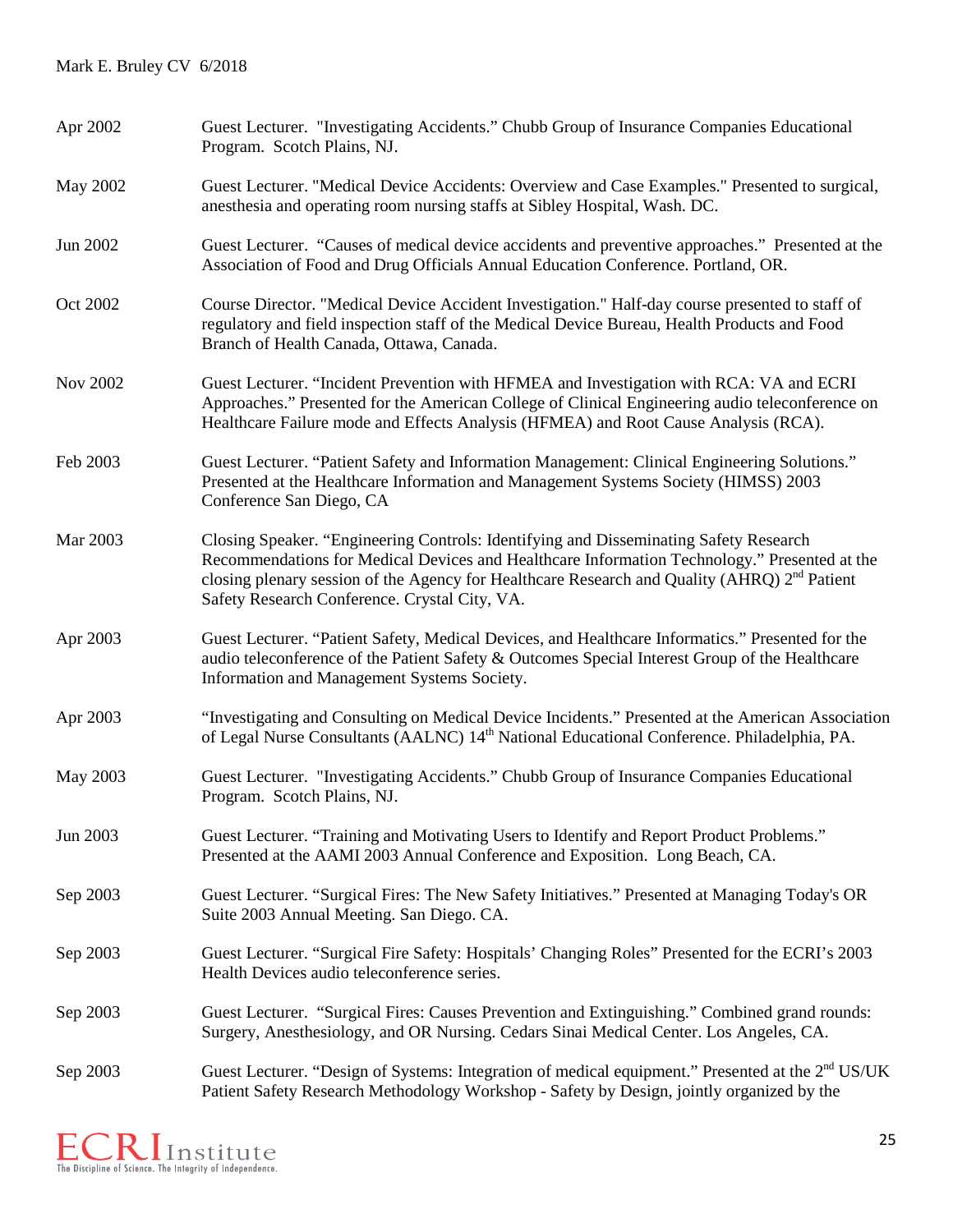| | |
|---|---|
| Apr 2002 | Guest Lecturer. "Investigating Accidents." Chubb Group of Insurance Companies Educational Program. Scotch Plains, NJ. |
| May 2002 | Guest Lecturer. "Medical Device Accidents: Overview and Case Examples." Presented to surgical, anesthesia and operating room nursing staffs at Sibley Hospital, Wash. DC. |
| Jun 2002 | Guest Lecturer. "Causes of medical device accidents and preventive approaches." Presented at the Association of Food and Drug Officials Annual Education Conference. Portland, OR. |
| Oct 2002 | Course Director. "Medical Device Accident Investigation." Half-day course presented to staff of regulatory and field inspection staff of the Medical Device Bureau, Health Products and Food Branch of Health Canada, Ottawa, Canada. |
| Nov 2002 | Guest Lecturer. "Incident Prevention with HFMEA and Investigation with RCA: VA and ECRI Approaches." Presented for the American College of Clinical Engineering audio teleconference on Healthcare Failure mode and Effects Analysis (HFMEA) and Root Cause Analysis (RCA). |
| Feb 2003 | Guest Lecturer. "Patient Safety and Information Management: Clinical Engineering Solutions." Presented at the Healthcare Information and Management Systems Society (HIMSS) 2003 Conference San Diego, CA |
| Mar 2003 | Closing Speaker. "Engineering Controls: Identifying and Disseminating Safety Research Recommendations for Medical Devices and Healthcare Information Technology." Presented at the closing plenary session of the Agency for Healthcare Research and Quality (AHRQ) 2nd Patient Safety Research Conference. Crystal City, VA. |
| Apr 2003 | Guest Lecturer. "Patient Safety, Medical Devices, and Healthcare Informatics." Presented for the audio teleconference of the Patient Safety & Outcomes Special Interest Group of the Healthcare Information and Management Systems Society. |
| Apr 2003 | "Investigating and Consulting on Medical Device Incidents." Presented at the American Association of Legal Nurse Consultants (AALNC) 14th National Educational Conference. Philadelphia, PA. |
| May 2003 | Guest Lecturer. "Investigating Accidents." Chubb Group of Insurance Companies Educational Program. Scotch Plains, NJ. |
| Jun 2003 | Guest Lecturer. "Training and Motivating Users to Identify and Report Product Problems." Presented at the AAMI 2003 Annual Conference and Exposition. Long Beach, CA. |
| Sep 2003 | Guest Lecturer. "Surgical Fires: The New Safety Initiatives." Presented at Managing Today's OR Suite 2003 Annual Meeting. San Diego. CA. |
| Sep 2003 | Guest Lecturer. "Surgical Fire Safety: Hospitals' Changing Roles" Presented for the ECRI's 2003 Health Devices audio teleconference series. |
| Sep 2003 | Guest Lecturer. "Surgical Fires: Causes Prevention and Extinguishing." Combined grand rounds: Surgery, Anesthesiology, and OR Nursing. Cedars Sinai Medical Center. Los Angeles, CA. |
| Sep 2003 | Guest Lecturer. "Design of Systems: Integration of medical equipment." Presented at the 2nd US/UK Patient Safety Research Methodology Workshop - Safety by Design, jointly organized by the |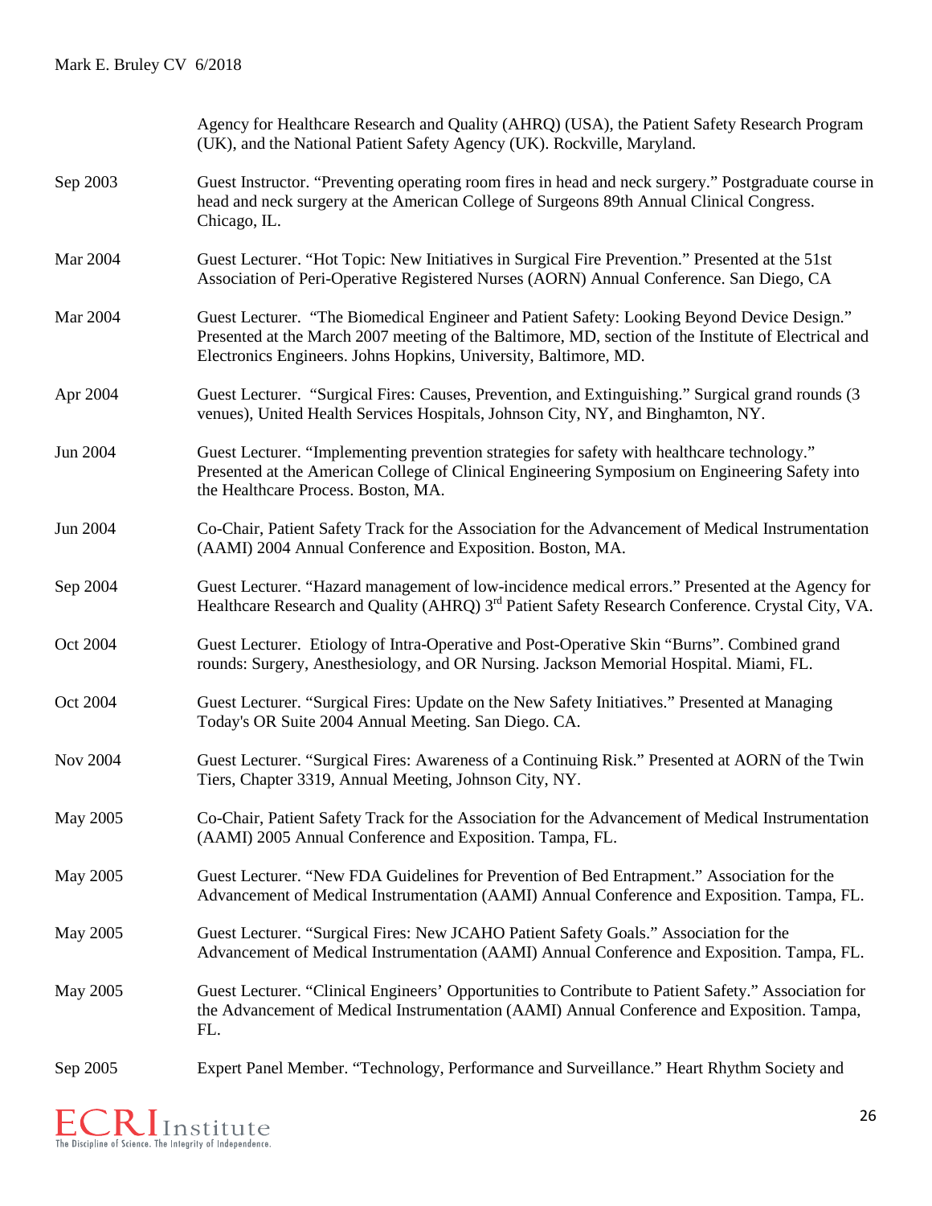| | |
|---|---|
| | Agency for Healthcare Research and Quality (AHRQ) (USA), the Patient Safety Research Program (UK), and the National Patient Safety Agency (UK). Rockville, Maryland. |
| Sep 2003 | Guest Instructor. "Preventing operating room fires in head and neck surgery." Postgraduate course in head and neck surgery at the American College of Surgeons 89th Annual Clinical Congress. Chicago, IL. |
| Mar 2004 | Guest Lecturer. "Hot Topic: New Initiatives in Surgical Fire Prevention." Presented at the 51st Association of Peri-Operative Registered Nurses (AORN) Annual Conference. San Diego, CA |
| Mar 2004 | Guest Lecturer. "The Biomedical Engineer and Patient Safety: Looking Beyond Device Design." Presented at the March 2007 meeting of the Baltimore, MD, section of the Institute of Electrical and Electronics Engineers. Johns Hopkins, University, Baltimore, MD. |
| Apr 2004 | Guest Lecturer. "Surgical Fires: Causes, Prevention, and Extinguishing." Surgical grand rounds (3 venues), United Health Services Hospitals, Johnson City, NY, and Binghamton, NY. |
| Jun 2004 | Guest Lecturer. "Implementing prevention strategies for safety with healthcare technology." Presented at the American College of Clinical Engineering Symposium on Engineering Safety into the Healthcare Process. Boston, MA. |
| Jun 2004 | Co-Chair, Patient Safety Track for the Association for the Advancement of Medical Instrumentation (AAMI) 2004 Annual Conference and Exposition. Boston, MA. |
| Sep 2004 | Guest Lecturer. "Hazard management of low-incidence medical errors." Presented at the Agency for Healthcare Research and Quality (AHRQ) 3rd Patient Safety Research Conference. Crystal City, VA. |
| Oct 2004 | Guest Lecturer. Etiology of Intra-Operative and Post-Operative Skin "Burns". Combined grand rounds: Surgery, Anesthesiology, and OR Nursing. Jackson Memorial Hospital. Miami, FL. |
| Oct 2004 | Guest Lecturer. "Surgical Fires: Update on the New Safety Initiatives." Presented at Managing Today's OR Suite 2004 Annual Meeting. San Diego. CA. |
| Nov 2004 | Guest Lecturer. "Surgical Fires: Awareness of a Continuing Risk." Presented at AORN of the Twin Tiers, Chapter 3319, Annual Meeting, Johnson City, NY. |
| May 2005 | Co-Chair, Patient Safety Track for the Association for the Advancement of Medical Instrumentation (AAMI) 2005 Annual Conference and Exposition. Tampa, FL. |
| May 2005 | Guest Lecturer. "New FDA Guidelines for Prevention of Bed Entrapment." Association for the Advancement of Medical Instrumentation (AAMI) Annual Conference and Exposition. Tampa, FL. |
| May 2005 | Guest Lecturer. "Surgical Fires: New JCAHO Patient Safety Goals." Association for the Advancement of Medical Instrumentation (AAMI) Annual Conference and Exposition. Tampa, FL. |
| May 2005 | Guest Lecturer. "Clinical Engineers' Opportunities to Contribute to Patient Safety." Association for the Advancement of Medical Instrumentation (AAMI) Annual Conference and Exposition. Tampa, FL. |
| Sep 2005 | Expert Panel Member. "Technology, Performance and Surveillance." Heart Rhythm Society and |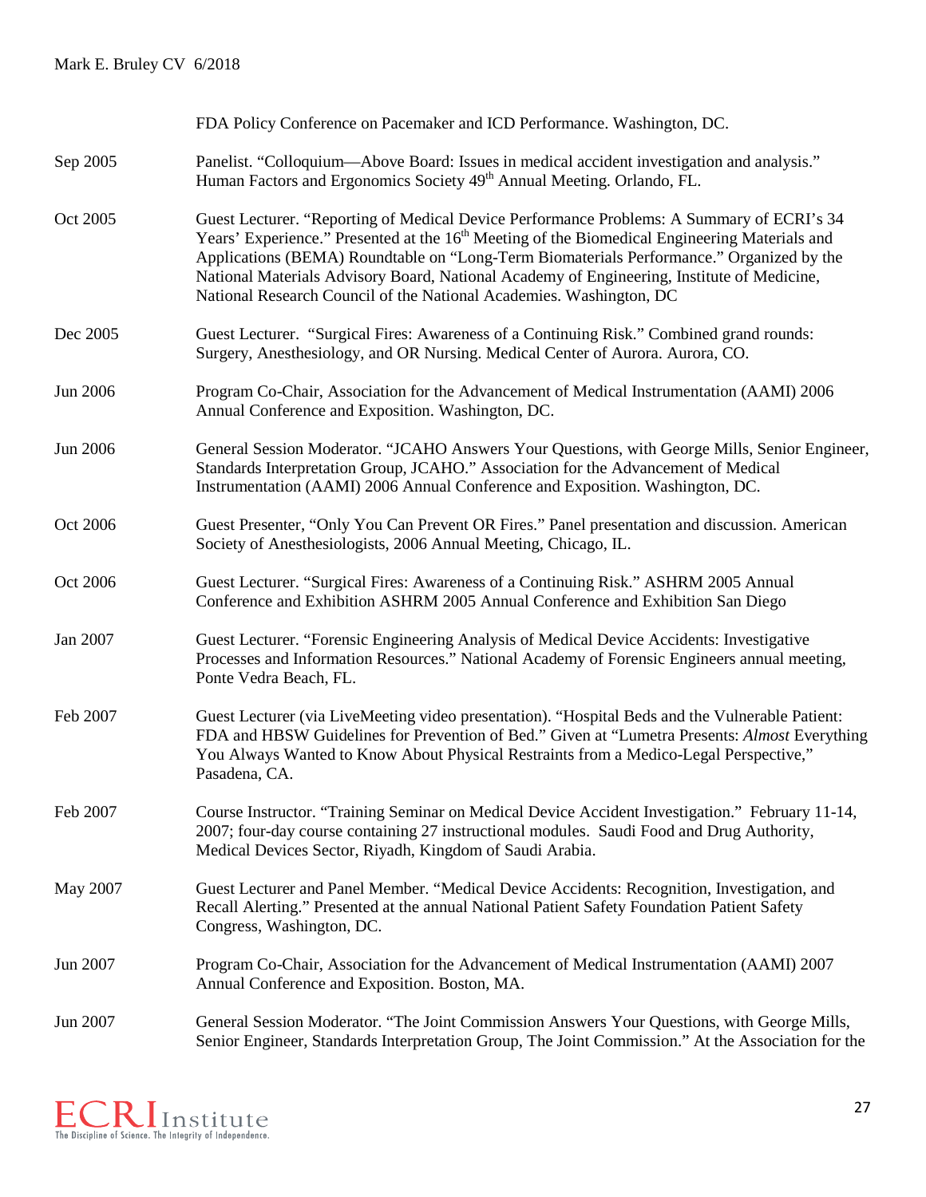FDA Policy Conference on Pacemaker and ICD Performance. Washington, DC.

Sep 2005 Panelist. "Colloquium—Above Board: Issues in medical accident investigation and analysis." Human Factors and Ergonomics Society 49th Annual Meeting. Orlando, FL.

Oct 2005 Guest Lecturer. "Reporting of Medical Device Performance Problems: A Summary of ECRI's 34 Years' Experience." Presented at the 16th Meeting of the Biomedical Engineering Materials and Applications (BEMA) Roundtable on "Long-Term Biomaterials Performance." Organized by the National Materials Advisory Board, National Academy of Engineering, Institute of Medicine, National Research Council of the National Academies. Washington, DC

Dec 2005 Guest Lecturer. "Surgical Fires: Awareness of a Continuing Risk." Combined grand rounds: Surgery, Anesthesiology, and OR Nursing. Medical Center of Aurora. Aurora, CO.

Jun 2006 Program Co-Chair, Association for the Advancement of Medical Instrumentation (AAMI) 2006 Annual Conference and Exposition. Washington, DC.

Jun 2006 General Session Moderator. "JCAHO Answers Your Questions, with George Mills, Senior Engineer, Standards Interpretation Group, JCAHO." Association for the Advancement of Medical Instrumentation (AAMI) 2006 Annual Conference and Exposition. Washington, DC.

Oct 2006 Guest Presenter, "Only You Can Prevent OR Fires." Panel presentation and discussion. American Society of Anesthesiologists, 2006 Annual Meeting, Chicago, IL.

Oct 2006 Guest Lecturer. "Surgical Fires: Awareness of a Continuing Risk." ASHRM 2005 Annual Conference and Exhibition ASHRM 2005 Annual Conference and Exhibition San Diego

Jan 2007 Guest Lecturer. "Forensic Engineering Analysis of Medical Device Accidents: Investigative Processes and Information Resources." National Academy of Forensic Engineers annual meeting, Ponte Vedra Beach, FL.

Feb 2007 Guest Lecturer (via LiveMeeting video presentation). "Hospital Beds and the Vulnerable Patient: FDA and HBSW Guidelines for Prevention of Bed." Given at "Lumetra Presents: *Almost* Everything You Always Wanted to Know About Physical Restraints from a Medico-Legal Perspective," Pasadena, CA.

Feb 2007 Course Instructor. "Training Seminar on Medical Device Accident Investigation." February 11-14, 2007; four-day course containing 27 instructional modules. Saudi Food and Drug Authority, Medical Devices Sector, Riyadh, Kingdom of Saudi Arabia.

May 2007 Guest Lecturer and Panel Member. "Medical Device Accidents: Recognition, Investigation, and Recall Alerting." Presented at the annual National Patient Safety Foundation Patient Safety Congress, Washington, DC.

Jun 2007 Program Co-Chair, Association for the Advancement of Medical Instrumentation (AAMI) 2007 Annual Conference and Exposition. Boston, MA.

Jun 2007 General Session Moderator. "The Joint Commission Answers Your Questions, with George Mills, Senior Engineer, Standards Interpretation Group, The Joint Commission." At the Association for the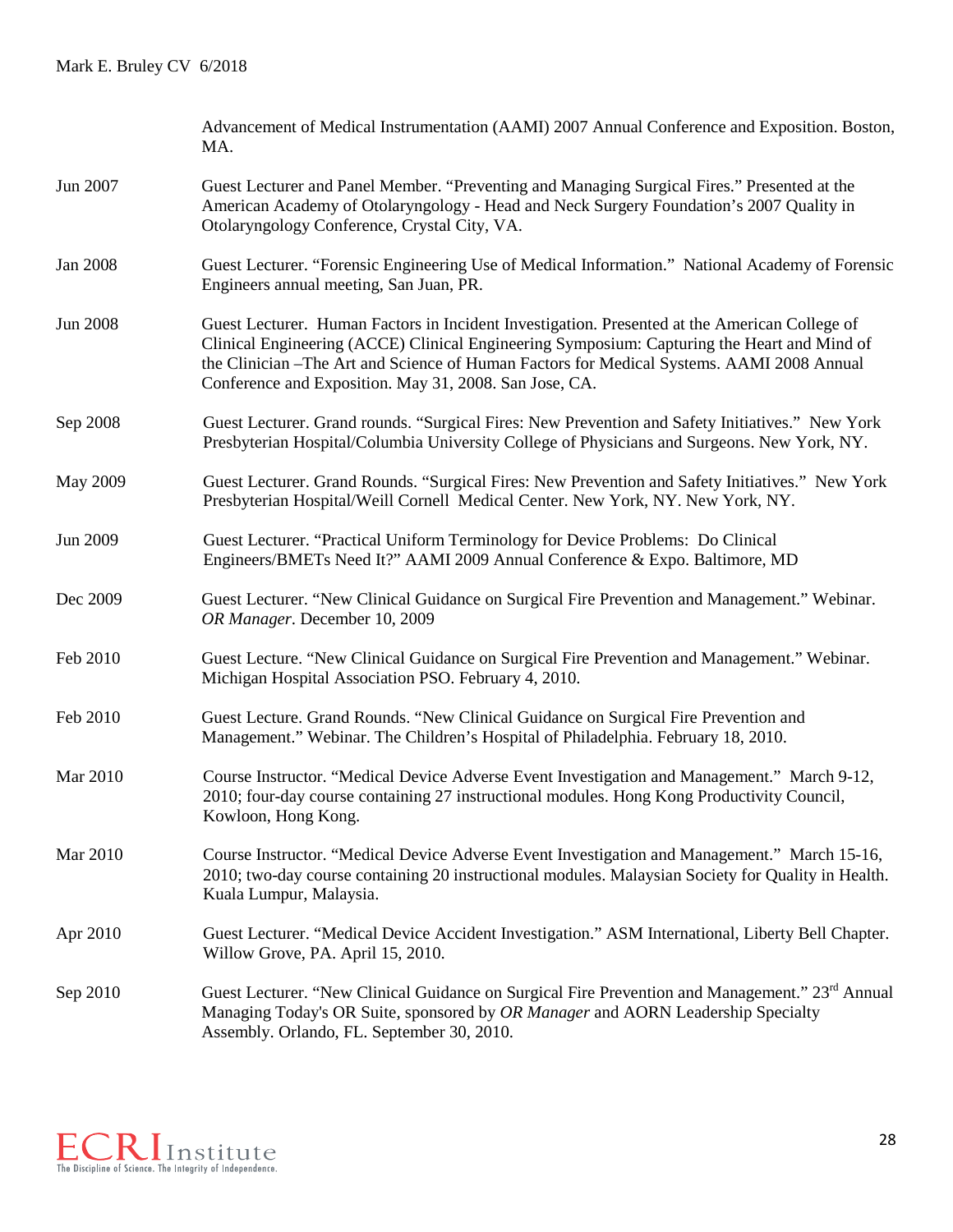| | |
|---|---|
| | Advancement of Medical Instrumentation (AAMI) 2007 Annual Conference and Exposition. Boston, MA. |
| Jun 2007 | Guest Lecturer and Panel Member. “Preventing and Managing Surgical Fires.” Presented at the American Academy of Otolaryngology - Head and Neck Surgery Foundation’s 2007 Quality in Otolaryngology Conference, Crystal City, VA. |
| Jan 2008 | Guest Lecturer. “Forensic Engineering Use of Medical Information.” National Academy of Forensic Engineers annual meeting, San Juan, PR. |
| Jun 2008 | Guest Lecturer. Human Factors in Incident Investigation. Presented at the American College of Clinical Engineering (ACCE) Clinical Engineering Symposium: Capturing the Heart and Mind of the Clinician –The Art and Science of Human Factors for Medical Systems. AAMI 2008 Annual Conference and Exposition. May 31, 2008. San Jose, CA. |
| Sep 2008 | Guest Lecturer. Grand rounds. “Surgical Fires: New Prevention and Safety Initiatives.” New York Presbyterian Hospital/Columbia University College of Physicians and Surgeons. New York, NY. |
| May 2009 | Guest Lecturer. Grand Rounds. “Surgical Fires: New Prevention and Safety Initiatives.” New York Presbyterian Hospital/Weill Cornell Medical Center. New York, NY. New York, NY. |
| Jun 2009 | Guest Lecturer. “Practical Uniform Terminology for Device Problems: Do Clinical Engineers/BMETs Need It?” AAMI 2009 Annual Conference & Expo. Baltimore, MD |
| Dec 2009 | Guest Lecturer. “New Clinical Guidance on Surgical Fire Prevention and Management.” Webinar. *OR Manager*. December 10, 2009 |
| Feb 2010 | Guest Lecture. “New Clinical Guidance on Surgical Fire Prevention and Management.” Webinar. Michigan Hospital Association PSO. February 4, 2010. |
| Feb 2010 | Guest Lecture. Grand Rounds. “New Clinical Guidance on Surgical Fire Prevention and Management.” Webinar. The Children’s Hospital of Philadelphia. February 18, 2010. |
| Mar 2010 | Course Instructor. “Medical Device Adverse Event Investigation and Management.” March 9-12, 2010; four-day course containing 27 instructional modules. Hong Kong Productivity Council, Kowloon, Hong Kong. |
| Mar 2010 | Course Instructor. “Medical Device Adverse Event Investigation and Management.” March 15-16, 2010; two-day course containing 20 instructional modules. Malaysian Society for Quality in Health. Kuala Lumpur, Malaysia. |
| Apr 2010 | Guest Lecturer. “Medical Device Accident Investigation.” ASM International, Liberty Bell Chapter. Willow Grove, PA. April 15, 2010. |
| Sep 2010 | Guest Lecturer. “New Clinical Guidance on Surgical Fire Prevention and Management.” 23rd Annual Managing Today's OR Suite, sponsored by *OR Manager* and AORN Leadership Specialty Assembly. Orlando, FL. September 30, 2010. |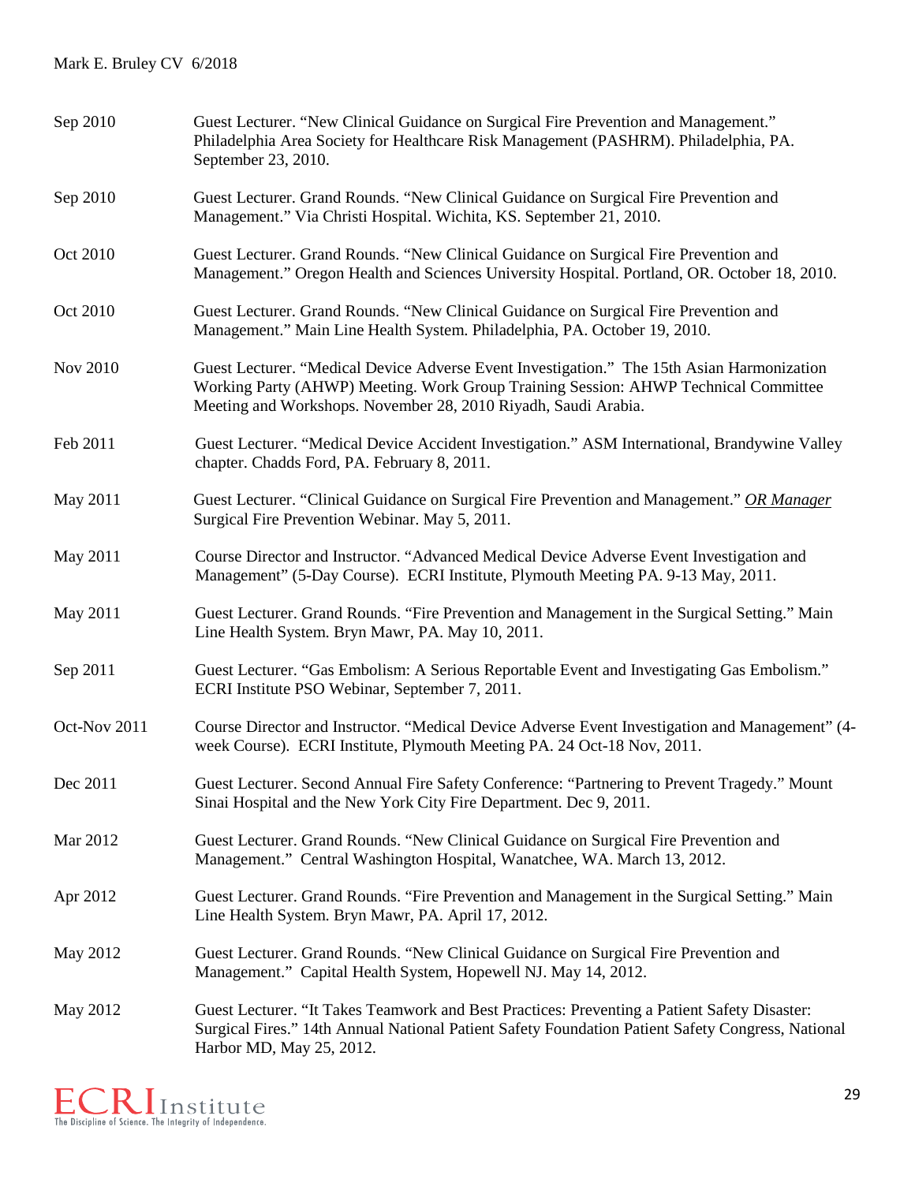| | |
|---|---|
| Sep 2010 | Guest Lecturer. "New Clinical Guidance on Surgical Fire Prevention and Management." Philadelphia Area Society for Healthcare Risk Management (PASHRM). Philadelphia, PA. September 23, 2010. |
| Sep 2010 | Guest Lecturer. Grand Rounds. "New Clinical Guidance on Surgical Fire Prevention and Management." Via Christi Hospital. Wichita, KS. September 21, 2010. |
| Oct 2010 | Guest Lecturer. Grand Rounds. "New Clinical Guidance on Surgical Fire Prevention and Management." Oregon Health and Sciences University Hospital. Portland, OR. October 18, 2010. |
| Oct 2010 | Guest Lecturer. Grand Rounds. "New Clinical Guidance on Surgical Fire Prevention and Management." Main Line Health System. Philadelphia, PA. October 19, 2010. |
| Nov 2010 | Guest Lecturer. "Medical Device Adverse Event Investigation." The 15th Asian Harmonization Working Party (AHWP) Meeting. Work Group Training Session: AHWP Technical Committee Meeting and Workshops. November 28, 2010 Riyadh, Saudi Arabia. |
| Feb 2011 | Guest Lecturer. "Medical Device Accident Investigation." ASM International, Brandywine Valley chapter. Chadds Ford, PA. February 8, 2011. |
| May 2011 | Guest Lecturer. "Clinical Guidance on Surgical Fire Prevention and Management." *OR Manager* Surgical Fire Prevention Webinar. May 5, 2011. |
| May 2011 | Course Director and Instructor. "Advanced Medical Device Adverse Event Investigation and Management" (5-Day Course). ECRI Institute, Plymouth Meeting PA. 9-13 May, 2011. |
| May 2011 | Guest Lecturer. Grand Rounds. "Fire Prevention and Management in the Surgical Setting." Main Line Health System. Bryn Mawr, PA. May 10, 2011. |
| Sep 2011 | Guest Lecturer. "Gas Embolism: A Serious Reportable Event and Investigating Gas Embolism." ECRI Institute PSO Webinar, September 7, 2011. |
| Oct-Nov 2011 | Course Director and Instructor. "Medical Device Adverse Event Investigation and Management" (4-week Course). ECRI Institute, Plymouth Meeting PA. 24 Oct-18 Nov, 2011. |
| Dec 2011 | Guest Lecturer. Second Annual Fire Safety Conference: "Partnering to Prevent Tragedy." Mount Sinai Hospital and the New York City Fire Department. Dec 9, 2011. |
| Mar 2012 | Guest Lecturer. Grand Rounds. "New Clinical Guidance on Surgical Fire Prevention and Management." Central Washington Hospital, Wanatchee, WA. March 13, 2012. |
| Apr 2012 | Guest Lecturer. Grand Rounds. "Fire Prevention and Management in the Surgical Setting." Main Line Health System. Bryn Mawr, PA. April 17, 2012. |
| May 2012 | Guest Lecturer. Grand Rounds. "New Clinical Guidance on Surgical Fire Prevention and Management." Capital Health System, Hopewell NJ. May 14, 2012. |
| May 2012 | Guest Lecturer. "It Takes Teamwork and Best Practices: Preventing a Patient Safety Disaster: Surgical Fires." 14th Annual National Patient Safety Foundation Patient Safety Congress, National Harbor MD, May 25, 2012. |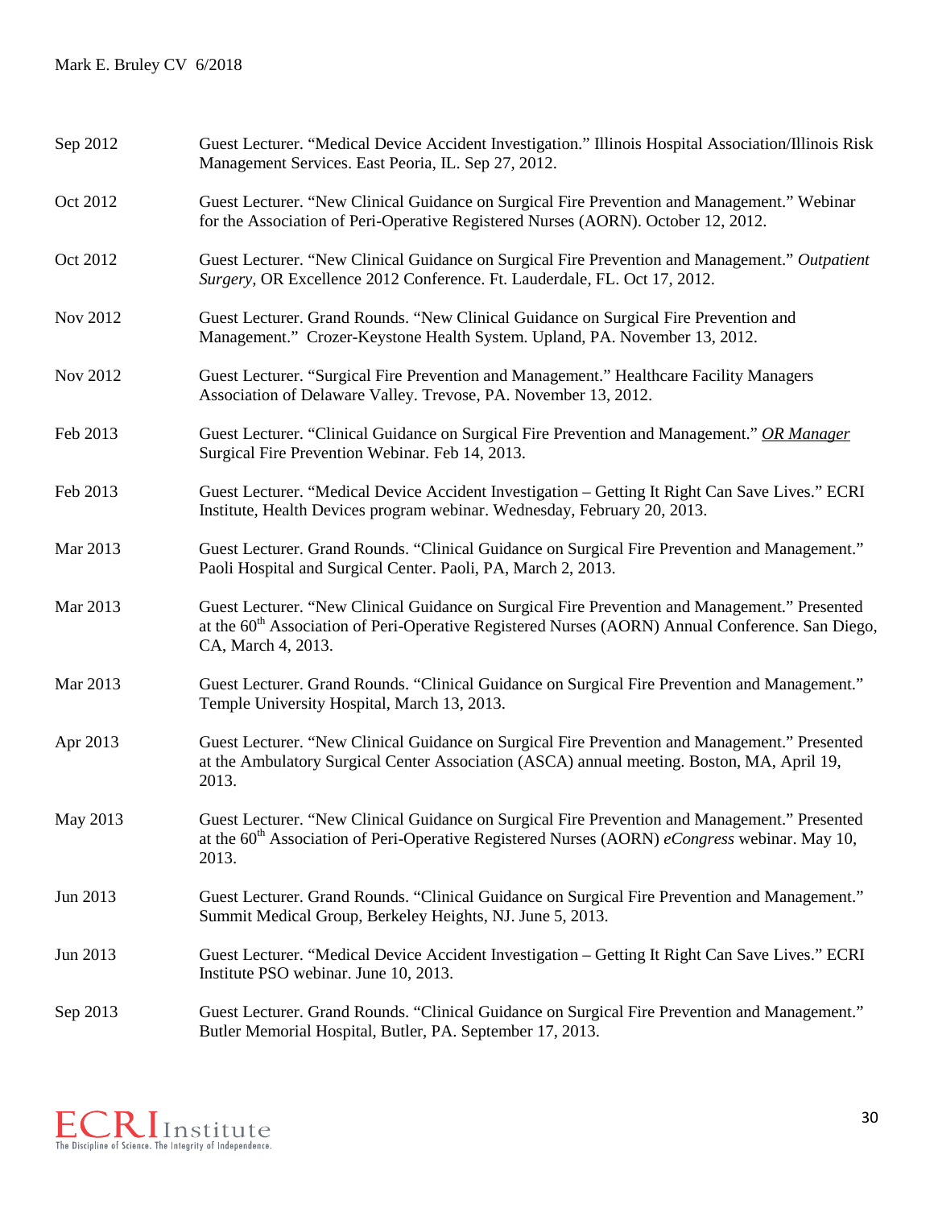| | |
|---|---|
| Sep 2012 | Guest Lecturer. "Medical Device Accident Investigation." Illinois Hospital Association/Illinois Risk Management Services. East Peoria, IL. Sep 27, 2012. |
| Oct 2012 | Guest Lecturer. "New Clinical Guidance on Surgical Fire Prevention and Management." Webinar for the Association of Peri-Operative Registered Nurses (AORN). October 12, 2012. |
| Oct 2012 | Guest Lecturer. "New Clinical Guidance on Surgical Fire Prevention and Management." *Outpatient Surgery,* OR Excellence 2012 Conference. Ft. Lauderdale, FL. Oct 17, 2012. |
| Nov 2012 | Guest Lecturer. Grand Rounds. "New Clinical Guidance on Surgical Fire Prevention and Management." Crozer-Keystone Health System. Upland, PA. November 13, 2012. |
| Nov 2012 | Guest Lecturer. "Surgical Fire Prevention and Management." Healthcare Facility Managers Association of Delaware Valley. Trevose, PA. November 13, 2012. |
| Feb 2013 | Guest Lecturer. "Clinical Guidance on Surgical Fire Prevention and Management." ***OR Manager*** Surgical Fire Prevention Webinar. Feb 14, 2013. |
| Feb 2013 | Guest Lecturer. "Medical Device Accident Investigation – Getting It Right Can Save Lives." ECRI Institute, Health Devices program webinar. Wednesday, February 20, 2013. |
| Mar 2013 | Guest Lecturer. Grand Rounds. "Clinical Guidance on Surgical Fire Prevention and Management." Paoli Hospital and Surgical Center. Paoli, PA, March 2, 2013. |
| Mar 2013 | Guest Lecturer. "New Clinical Guidance on Surgical Fire Prevention and Management." Presented at the 60th Association of Peri-Operative Registered Nurses (AORN) Annual Conference. San Diego, CA, March 4, 2013. |
| Mar 2013 | Guest Lecturer. Grand Rounds. "Clinical Guidance on Surgical Fire Prevention and Management." Temple University Hospital, March 13, 2013. |
| Apr 2013 | Guest Lecturer. "New Clinical Guidance on Surgical Fire Prevention and Management." Presented at the Ambulatory Surgical Center Association (ASCA) annual meeting. Boston, MA, April 19, 2013. |
| May 2013 | Guest Lecturer. "New Clinical Guidance on Surgical Fire Prevention and Management." Presented at the 60th Association of Peri-Operative Registered Nurses (AORN) *eCongress* webinar. May 10, 2013. |
| Jun 2013 | Guest Lecturer. Grand Rounds. "Clinical Guidance on Surgical Fire Prevention and Management." Summit Medical Group, Berkeley Heights, NJ. June 5, 2013. |
| Jun 2013 | Guest Lecturer. "Medical Device Accident Investigation – Getting It Right Can Save Lives." ECRI Institute PSO webinar. June 10, 2013. |
| Sep 2013 | Guest Lecturer. Grand Rounds. "Clinical Guidance on Surgical Fire Prevention and Management." Butler Memorial Hospital, Butler, PA. September 17, 2013. |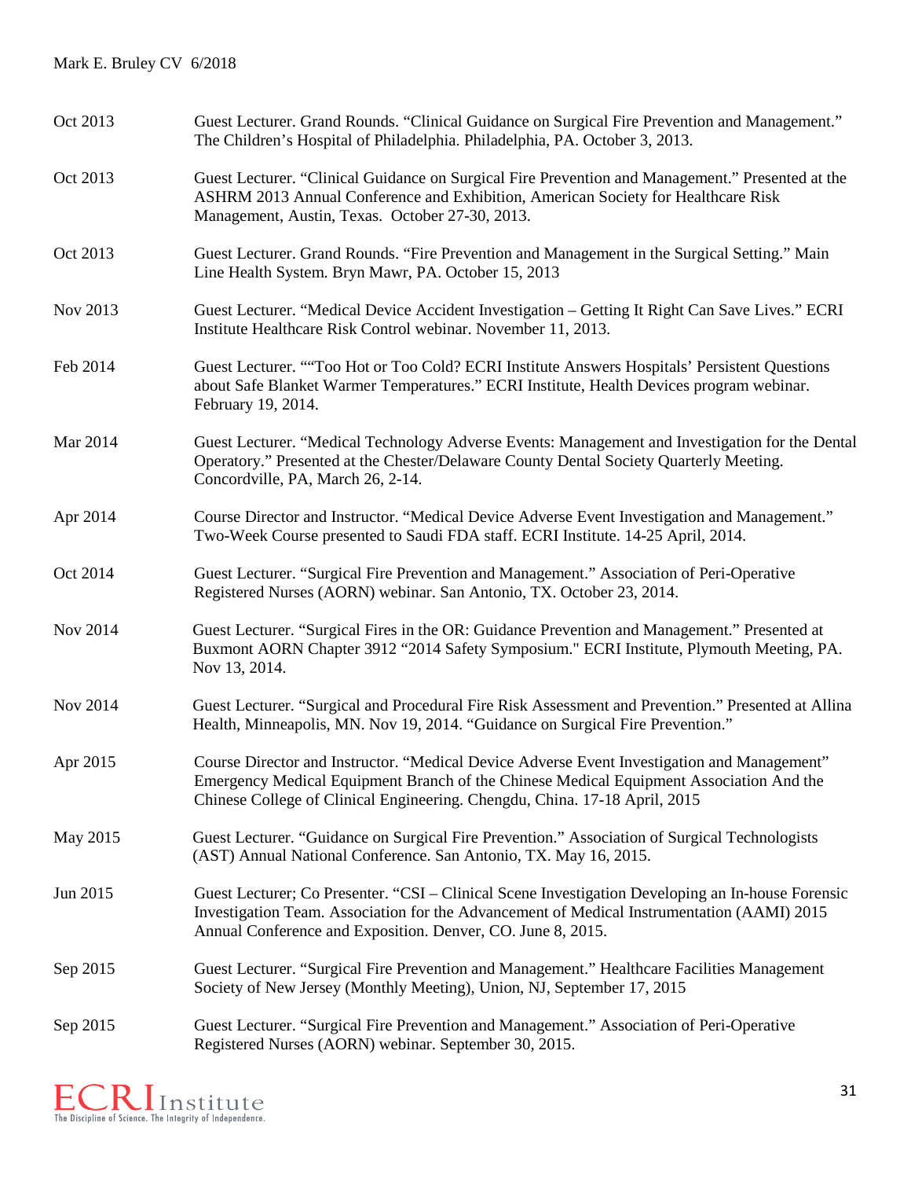| | |
|---|---|
| Oct 2013 | Guest Lecturer. Grand Rounds. "Clinical Guidance on Surgical Fire Prevention and Management." The Children's Hospital of Philadelphia. Philadelphia, PA. October 3, 2013. |
| Oct 2013 | Guest Lecturer. "Clinical Guidance on Surgical Fire Prevention and Management." Presented at the ASHRM 2013 Annual Conference and Exhibition, American Society for Healthcare Risk Management, Austin, Texas. October 27-30, 2013. |
| Oct 2013 | Guest Lecturer. Grand Rounds. "Fire Prevention and Management in the Surgical Setting." Main Line Health System. Bryn Mawr, PA. October 15, 2013 |
| Nov 2013 | Guest Lecturer. "Medical Device Accident Investigation – Getting It Right Can Save Lives." ECRI Institute Healthcare Risk Control webinar. November 11, 2013. |
| Feb 2014 | Guest Lecturer. ""Too Hot or Too Cold? ECRI Institute Answers Hospitals' Persistent Questions about Safe Blanket Warmer Temperatures." ECRI Institute, Health Devices program webinar. February 19, 2014. |
| Mar 2014 | Guest Lecturer. "Medical Technology Adverse Events: Management and Investigation for the Dental Operatory." Presented at the Chester/Delaware County Dental Society Quarterly Meeting. Concordville, PA, March 26, 2-14. |
| Apr 2014 | Course Director and Instructor. "Medical Device Adverse Event Investigation and Management." Two-Week Course presented to Saudi FDA staff. ECRI Institute. 14-25 April, 2014. |
| Oct 2014 | Guest Lecturer. "Surgical Fire Prevention and Management." Association of Peri-Operative Registered Nurses (AORN) webinar. San Antonio, TX. October 23, 2014. |
| Nov 2014 | Guest Lecturer. "Surgical Fires in the OR: Guidance Prevention and Management." Presented at Buxmont AORN Chapter 3912 "2014 Safety Symposium." ECRI Institute, Plymouth Meeting, PA. Nov 13, 2014. |
| Nov 2014 | Guest Lecturer. "Surgical and Procedural Fire Risk Assessment and Prevention." Presented at Allina Health, Minneapolis, MN. Nov 19, 2014. "Guidance on Surgical Fire Prevention." |
| Apr 2015 | Course Director and Instructor. "Medical Device Adverse Event Investigation and Management" Emergency Medical Equipment Branch of the Chinese Medical Equipment Association And the Chinese College of Clinical Engineering. Chengdu, China. 17-18 April, 2015 |
| May 2015 | Guest Lecturer. "Guidance on Surgical Fire Prevention." Association of Surgical Technologists (AST) Annual National Conference. San Antonio, TX. May 16, 2015. |
| Jun 2015 | Guest Lecturer; Co Presenter. "CSI – Clinical Scene Investigation Developing an In-house Forensic Investigation Team. Association for the Advancement of Medical Instrumentation (AAMI) 2015 Annual Conference and Exposition. Denver, CO. June 8, 2015. |
| Sep 2015 | Guest Lecturer. "Surgical Fire Prevention and Management." Healthcare Facilities Management Society of New Jersey (Monthly Meeting), Union, NJ, September 17, 2015 |
| Sep 2015 | Guest Lecturer. "Surgical Fire Prevention and Management." Association of Peri-Operative Registered Nurses (AORN) webinar. September 30, 2015. |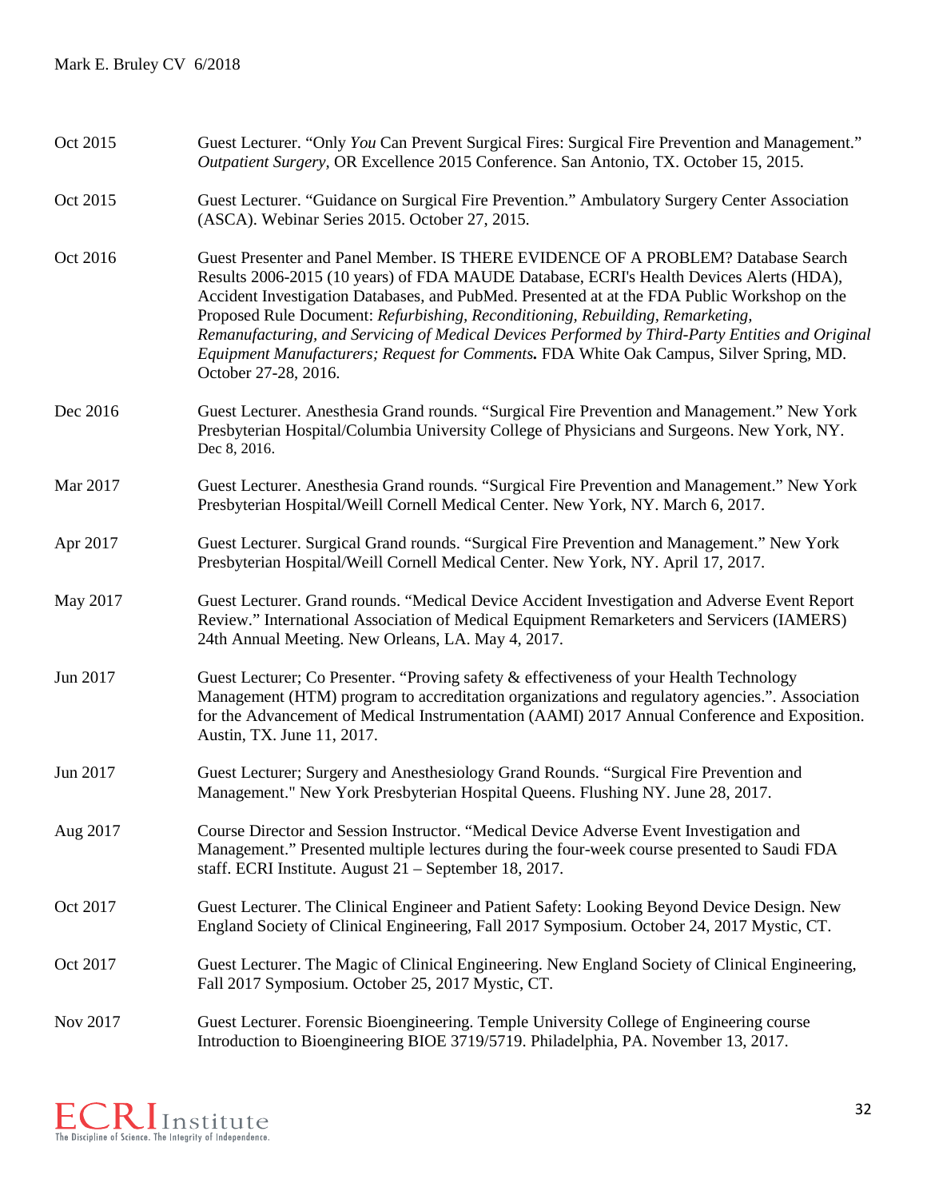Oct 2015 Guest Lecturer. "Only *You* Can Prevent Surgical Fires: Surgical Fire Prevention and Management." *Outpatient Surgery*, OR Excellence 2015 Conference. San Antonio, TX. October 15, 2015.

Oct 2015 Guest Lecturer. "Guidance on Surgical Fire Prevention." Ambulatory Surgery Center Association (ASCA). Webinar Series 2015. October 27, 2015.

Oct 2016 Guest Presenter and Panel Member. IS THERE EVIDENCE OF A PROBLEM? Database Search Results 2006-2015 (10 years) of FDA MAUDE Database, ECRI's Health Devices Alerts (HDA), Accident Investigation Databases, and PubMed. Presented at at the FDA Public Workshop on the Proposed Rule Document: *Refurbishing, Reconditioning, Rebuilding, Remarketing, Remanufacturing, and Servicing of Medical Devices Performed by Third-Party Entities and Original Equipment Manufacturers; Request for Comments.* FDA White Oak Campus, Silver Spring, MD. October 27-28, 2016.

Dec 2016 Guest Lecturer. Anesthesia Grand rounds. "Surgical Fire Prevention and Management." New York Presbyterian Hospital/Columbia University College of Physicians and Surgeons. New York, NY. Dec 8, 2016.

Mar 2017 Guest Lecturer. Anesthesia Grand rounds. "Surgical Fire Prevention and Management." New York Presbyterian Hospital/Weill Cornell Medical Center. New York, NY. March 6, 2017.

Apr 2017 Guest Lecturer. Surgical Grand rounds. "Surgical Fire Prevention and Management." New York Presbyterian Hospital/Weill Cornell Medical Center. New York, NY. April 17, 2017.

May 2017 Guest Lecturer. Grand rounds. "Medical Device Accident Investigation and Adverse Event Report Review." International Association of Medical Equipment Remarketers and Servicers (IAMERS) 24th Annual Meeting. New Orleans, LA. May 4, 2017.

Jun 2017 Guest Lecturer; Co Presenter. "Proving safety & effectiveness of your Health Technology Management (HTM) program to accreditation organizations and regulatory agencies.". Association for the Advancement of Medical Instrumentation (AAMI) 2017 Annual Conference and Exposition. Austin, TX. June 11, 2017.

Jun 2017 Guest Lecturer; Surgery and Anesthesiology Grand Rounds. "Surgical Fire Prevention and Management." New York Presbyterian Hospital Queens. Flushing NY. June 28, 2017.

Aug 2017 Course Director and Session Instructor. "Medical Device Adverse Event Investigation and Management." Presented multiple lectures during the four-week course presented to Saudi FDA staff. ECRI Institute. August 21 – September 18, 2017.

Oct 2017 Guest Lecturer. The Clinical Engineer and Patient Safety: Looking Beyond Device Design. New England Society of Clinical Engineering, Fall 2017 Symposium. October 24, 2017 Mystic, CT.

Oct 2017 Guest Lecturer. The Magic of Clinical Engineering. New England Society of Clinical Engineering, Fall 2017 Symposium. October 25, 2017 Mystic, CT.

Nov 2017 Guest Lecturer. Forensic Bioengineering. Temple University College of Engineering course Introduction to Bioengineering BIOE 3719/5719. Philadelphia, PA. November 13, 2017.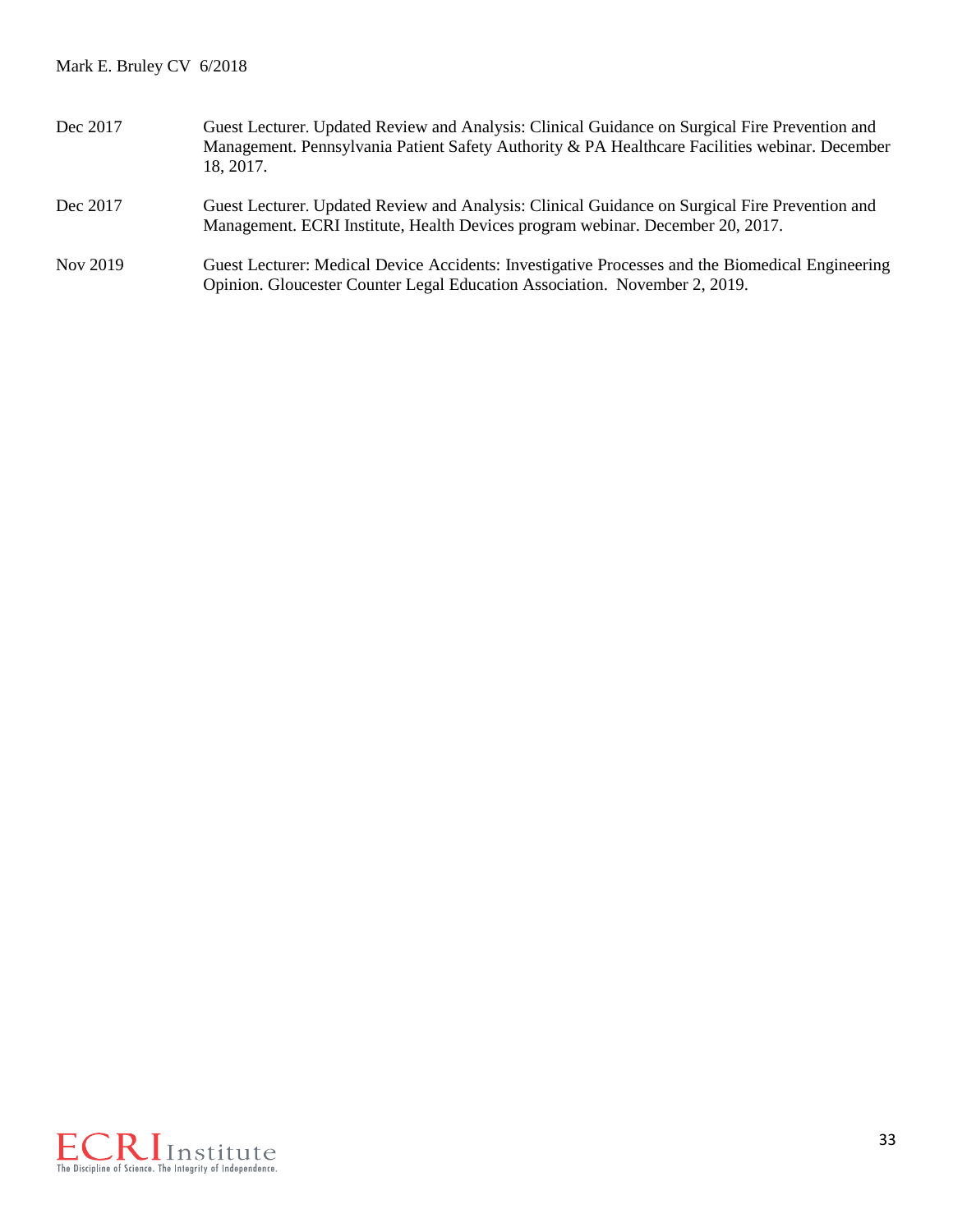| | |
|---|---|
| Dec 2017 | Guest Lecturer. Updated Review and Analysis: Clinical Guidance on Surgical Fire Prevention and Management. Pennsylvania Patient Safety Authority & PA Healthcare Facilities webinar. December 18, 2017. |
| Dec 2017 | Guest Lecturer. Updated Review and Analysis: Clinical Guidance on Surgical Fire Prevention and Management. ECRI Institute, Health Devices program webinar. December 20, 2017. |
| Nov 2019 | Guest Lecturer: Medical Device Accidents: Investigative Processes and the Biomedical Engineering Opinion. Gloucester Counter Legal Education Association. November 2, 2019. |